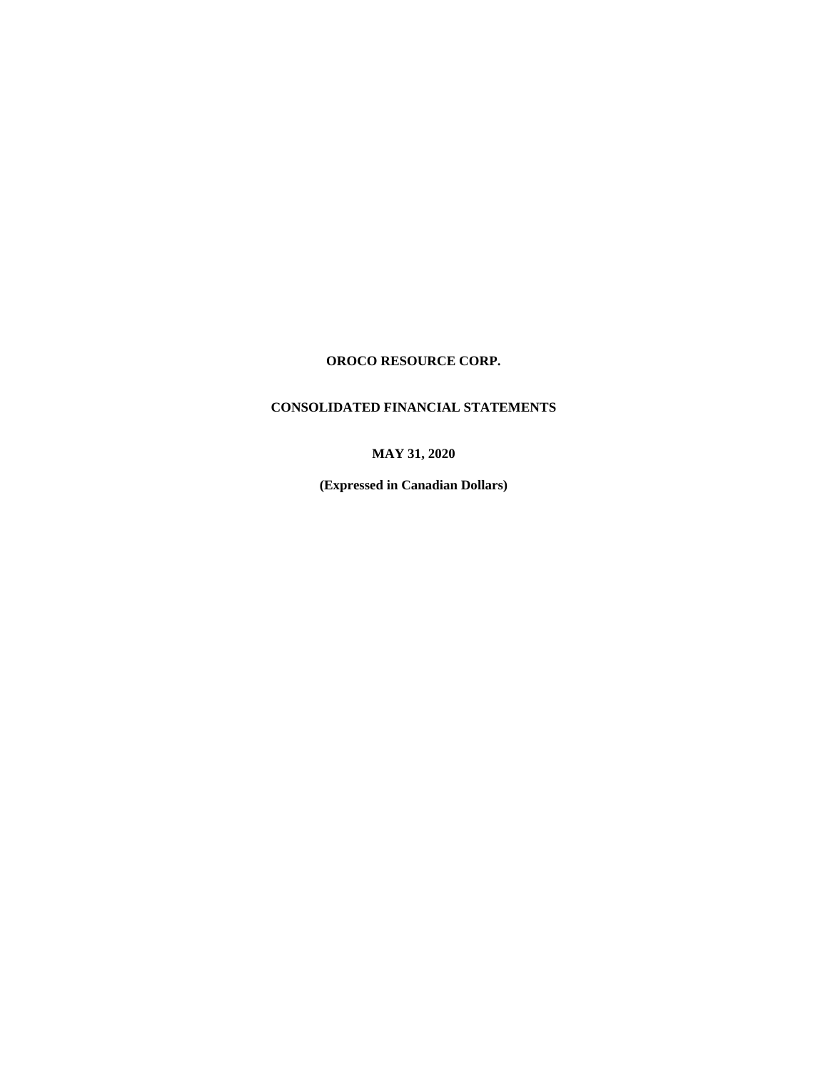**OROCO RESOURCE CORP.**

**CONSOLIDATED FINANCIAL STATEMENTS**

**MAY 31, 2020**

**(Expressed in Canadian Dollars)**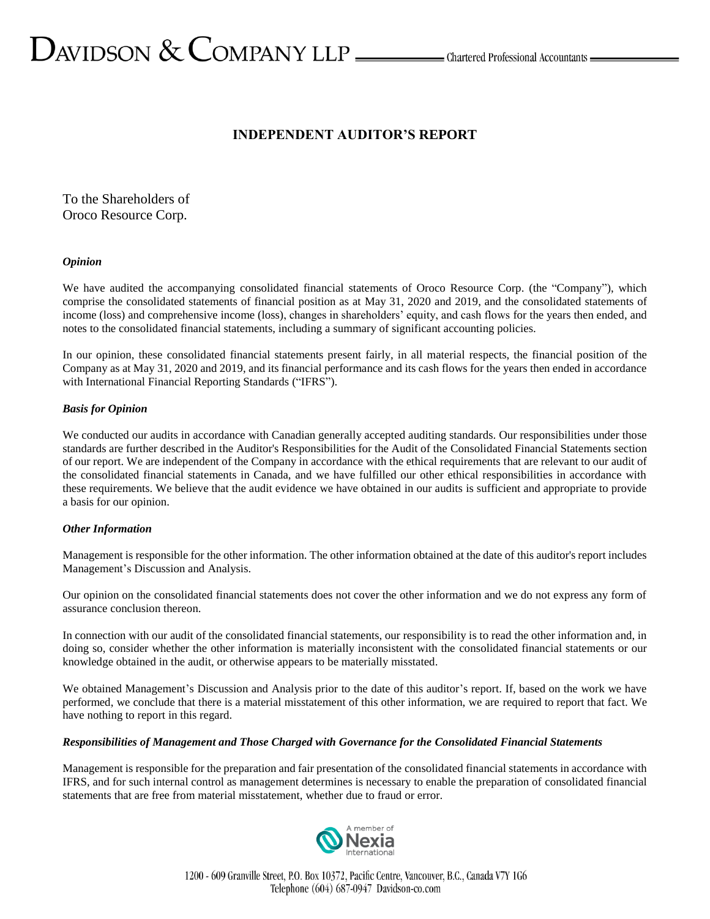# INDEPENDENT AUDITOR'S REPORT

To the Shareholders of
Oroco Resource Corp.

### *Opinion*

We have audited the accompanying consolidated financial statements of Oroco Resource Corp. (the "Company"), which comprise the consolidated statements of financial position as at May 31, 2020 and 2019, and the consolidated statements of income (loss) and comprehensive income (loss), changes in shareholders' equity, and cash flows for the years then ended, and notes to the consolidated financial statements, including a summary of significant accounting policies.

In our opinion, these consolidated financial statements present fairly, in all material respects, the financial position of the Company as at May 31, 2020 and 2019, and its financial performance and its cash flows for the years then ended in accordance with International Financial Reporting Standards ("IFRS").

### *Basis for Opinion*

We conducted our audits in accordance with Canadian generally accepted auditing standards. Our responsibilities under those standards are further described in the Auditor's Responsibilities for the Audit of the Consolidated Financial Statements section of our report. We are independent of the Company in accordance with the ethical requirements that are relevant to our audit of the consolidated financial statements in Canada, and we have fulfilled our other ethical responsibilities in accordance with these requirements. We believe that the audit evidence we have obtained in our audits is sufficient and appropriate to provide a basis for our opinion.

### *Other Information*

Management is responsible for the other information. The other information obtained at the date of this auditor's report includes Management's Discussion and Analysis.

Our opinion on the consolidated financial statements does not cover the other information and we do not express any form of assurance conclusion thereon.

In connection with our audit of the consolidated financial statements, our responsibility is to read the other information and, in doing so, consider whether the other information is materially inconsistent with the consolidated financial statements or our knowledge obtained in the audit, or otherwise appears to be materially misstated.

We obtained Management's Discussion and Analysis prior to the date of this auditor's report. If, based on the work we have performed, we conclude that there is a material misstatement of this other information, we are required to report that fact. We have nothing to report in this regard.

### *Responsibilities of Management and Those Charged with Governance for the Consolidated Financial Statements*

Management is responsible for the preparation and fair presentation of the consolidated financial statements in accordance with IFRS, and for such internal control as management determines is necessary to enable the preparation of consolidated financial statements that are free from material misstatement, whether due to fraud or error.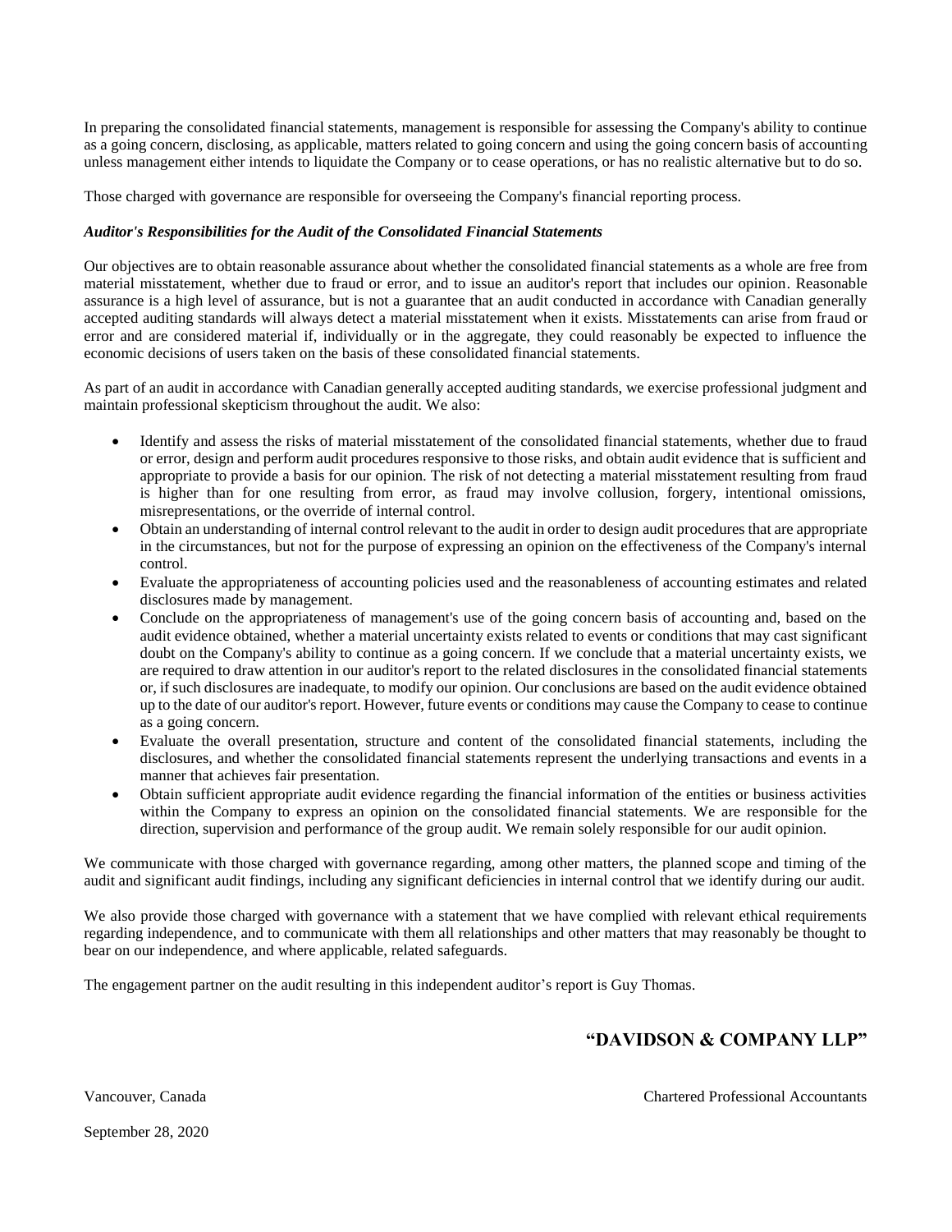In preparing the consolidated financial statements, management is responsible for assessing the Company's ability to continue as a going concern, disclosing, as applicable, matters related to going concern and using the going concern basis of accounting unless management either intends to liquidate the Company or to cease operations, or has no realistic alternative but to do so.

Those charged with governance are responsible for overseeing the Company's financial reporting process.

***Auditor's Responsibilities for the Audit of the Consolidated Financial Statements***

Our objectives are to obtain reasonable assurance about whether the consolidated financial statements as a whole are free from material misstatement, whether due to fraud or error, and to issue an auditor's report that includes our opinion. Reasonable assurance is a high level of assurance, but is not a guarantee that an audit conducted in accordance with Canadian generally accepted auditing standards will always detect a material misstatement when it exists. Misstatements can arise from fraud or error and are considered material if, individually or in the aggregate, they could reasonably be expected to influence the economic decisions of users taken on the basis of these consolidated financial statements.

As part of an audit in accordance with Canadian generally accepted auditing standards, we exercise professional judgment and maintain professional skepticism throughout the audit. We also:

- Identify and assess the risks of material misstatement of the consolidated financial statements, whether due to fraud or error, design and perform audit procedures responsive to those risks, and obtain audit evidence that is sufficient and appropriate to provide a basis for our opinion. The risk of not detecting a material misstatement resulting from fraud is higher than for one resulting from error, as fraud may involve collusion, forgery, intentional omissions, misrepresentations, or the override of internal control.
- Obtain an understanding of internal control relevant to the audit in order to design audit procedures that are appropriate in the circumstances, but not for the purpose of expressing an opinion on the effectiveness of the Company's internal control.
- Evaluate the appropriateness of accounting policies used and the reasonableness of accounting estimates and related disclosures made by management.
- Conclude on the appropriateness of management's use of the going concern basis of accounting and, based on the audit evidence obtained, whether a material uncertainty exists related to events or conditions that may cast significant doubt on the Company's ability to continue as a going concern. If we conclude that a material uncertainty exists, we are required to draw attention in our auditor's report to the related disclosures in the consolidated financial statements or, if such disclosures are inadequate, to modify our opinion. Our conclusions are based on the audit evidence obtained up to the date of our auditor's report. However, future events or conditions may cause the Company to cease to continue as a going concern.
- Evaluate the overall presentation, structure and content of the consolidated financial statements, including the disclosures, and whether the consolidated financial statements represent the underlying transactions and events in a manner that achieves fair presentation.
- Obtain sufficient appropriate audit evidence regarding the financial information of the entities or business activities within the Company to express an opinion on the consolidated financial statements. We are responsible for the direction, supervision and performance of the group audit. We remain solely responsible for our audit opinion.

We communicate with those charged with governance regarding, among other matters, the planned scope and timing of the audit and significant audit findings, including any significant deficiencies in internal control that we identify during our audit.

We also provide those charged with governance with a statement that we have complied with relevant ethical requirements regarding independence, and to communicate with them all relationships and other matters that may reasonably be thought to bear on our independence, and where applicable, related safeguards.

The engagement partner on the audit resulting in this independent auditor's report is Guy Thomas.

**"DAVIDSON & COMPANY LLP"**

Vancouver, Canada

Chartered Professional Accountants

September 28, 2020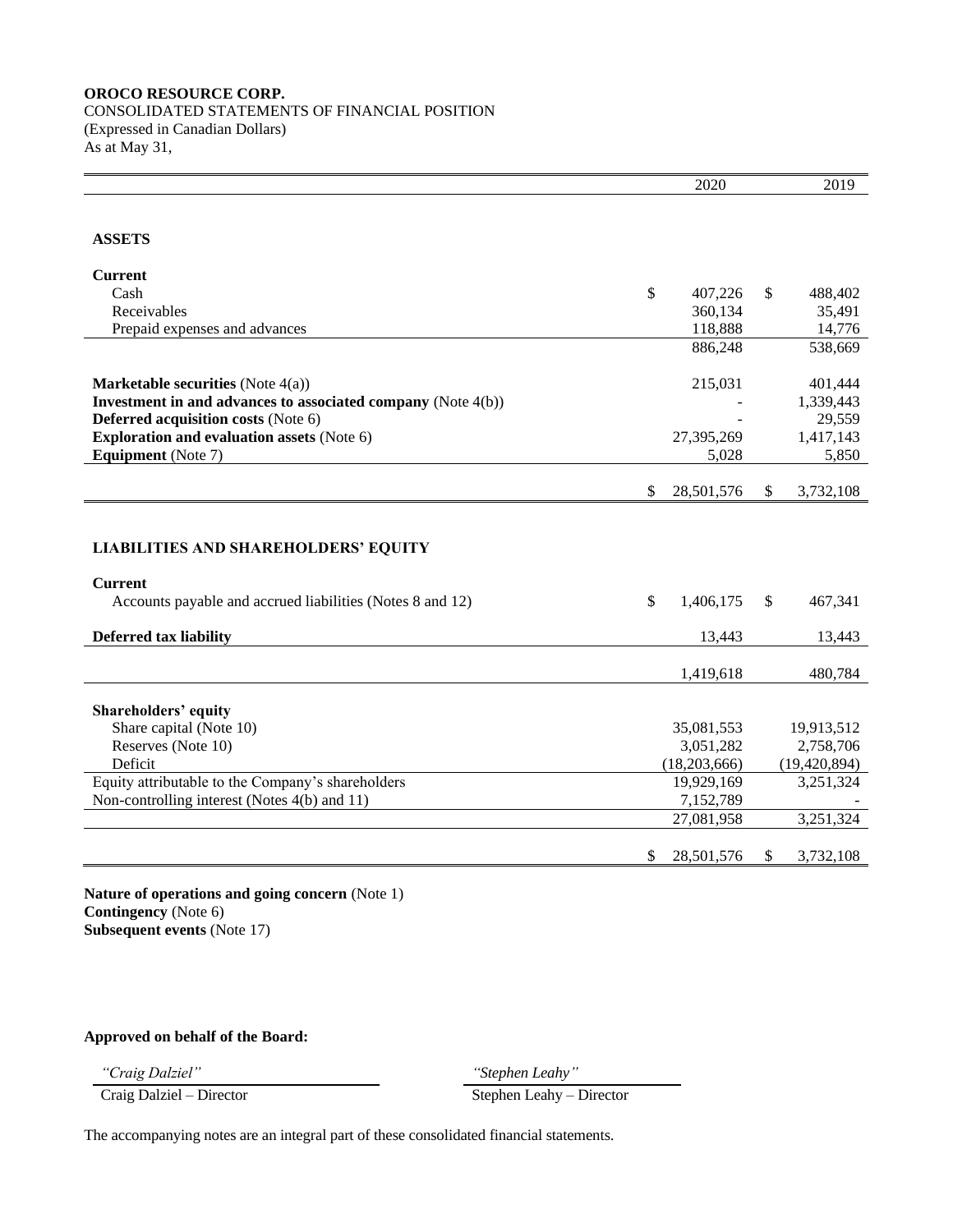**OROCO RESOURCE CORP.**
CONSOLIDATED STATEMENTS OF FINANCIAL POSITION
(Expressed in Canadian Dollars)
As at May 31,

| | 2020 | 2019 |
|---|---|---|
| **ASSETS** | | |
| **Current** | | |
| Cash | $ 407,226 | $ 488,402 |
| Receivables | 360,134 | 35,491 |
| Prepaid expenses and advances | 118,888 | 14,776 |
| | 886,248 | 538,669 |
| **Marketable securities** (Note 4(a)) | 215,031 | 401,444 |
| **Investment in and advances to associated company** (Note 4(b)) | - | 1,339,443 |
| **Deferred acquisition costs** (Note 6) | - | 29,559 |
| **Exploration and evaluation assets** (Note 6) | 27,395,269 | 1,417,143 |
| **Equipment** (Note 7) | 5,028 | 5,850 |
| | $ 28,501,576 | $ 3,732,108 |
| **LIABILITIES AND SHAREHOLDERS' EQUITY** | | |
| **Current** | | |
| Accounts payable and accrued liabilities (Notes 8 and 12) | $ 1,406,175 | $ 467,341 |
| **Deferred tax liability** | 13,443 | 13,443 |
| | 1,419,618 | 480,784 |
| **Shareholders' equity** | | |
| Share capital (Note 10) | 35,081,553 | 19,913,512 |
| Reserves (Note 10) | 3,051,282 | 2,758,706 |
| Deficit | (18,203,666) | (19,420,894) |
| Equity attributable to the Company's shareholders | 19,929,169 | 3,251,324 |
| Non-controlling interest (Notes 4(b) and 11) | 7,152,789 | - |
| | 27,081,958 | 3,251,324 |
| | $ 28,501,576 | $ 3,732,108 |

**Nature of operations and going concern** (Note 1)
**Contingency** (Note 6)
**Subsequent events** (Note 17)

**Approved on behalf of the Board:**

| *"Craig Dalziel"* | *"Stephen Leahy"* |
|---|---|
| Craig Dalziel – Director | Stephen Leahy – Director |

The accompanying notes are an integral part of these consolidated financial statements.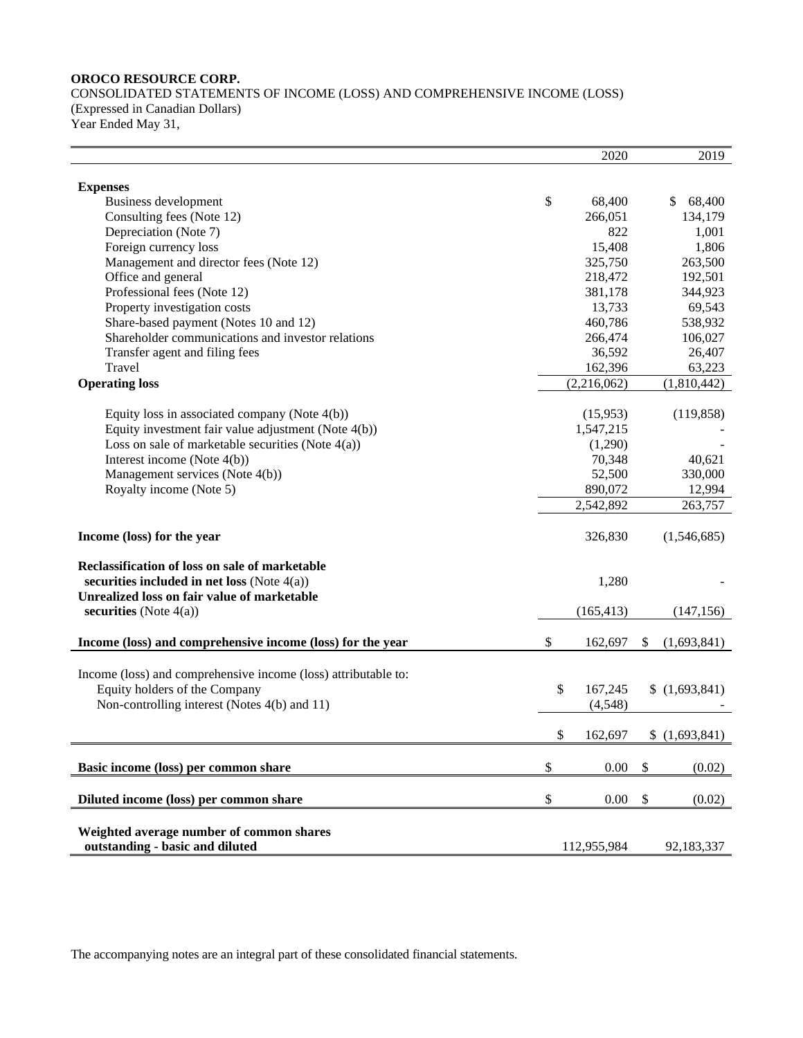**OROCO RESOURCE CORP.**
CONSOLIDATED STATEMENTS OF INCOME (LOSS) AND COMPREHENSIVE INCOME (LOSS)
(Expressed in Canadian Dollars)
Year Ended May 31,

| | 2020 | 2019 |
|---|---|---|
| **Expenses** | | |
| Business development | $ 68,400 | $ 68,400 |
| Consulting fees (Note 12) | 266,051 | 134,179 |
| Depreciation (Note 7) | 822 | 1,001 |
| Foreign currency loss | 15,408 | 1,806 |
| Management and director fees (Note 12) | 325,750 | 263,500 |
| Office and general | 218,472 | 192,501 |
| Professional fees (Note 12) | 381,178 | 344,923 |
| Property investigation costs | 13,733 | 69,543 |
| Share-based payment (Notes 10 and 12) | 460,786 | 538,932 |
| Shareholder communications and investor relations | 266,474 | 106,027 |
| Transfer agent and filing fees | 36,592 | 26,407 |
| Travel | 162,396 | 63,223 |
| **Operating loss** | (2,216,062) | (1,810,442) |
| | | |
| Equity loss in associated company (Note 4(b)) | (15,953) | (119,858) |
| Equity investment fair value adjustment (Note 4(b)) | 1,547,215 | - |
| Loss on sale of marketable securities (Note 4(a)) | (1,290) | - |
| Interest income (Note 4(b)) | 70,348 | 40,621 |
| Management services (Note 4(b)) | 52,500 | 330,000 |
| Royalty income (Note 5) | 890,072 | 12,994 |
| | 2,542,892 | 263,757 |
| | | |
| **Income (loss) for the year** | 326,830 | (1,546,685) |
| | | |
| **Reclassification of loss on sale of marketable securities included in net loss** (Note 4(a)) | 1,280 | - |
| **Unrealized loss on fair value of marketable securities** (Note 4(a)) | (165,413) | (147,156) |
| | | |
| **Income (loss) and comprehensive income (loss) for the year** | $ 162,697 | $ (1,693,841) |
| | | |
| Income (loss) and comprehensive income (loss) attributable to: | | |
| Equity holders of the Company | $ 167,245 | $ (1,693,841) |
| Non-controlling interest (Notes 4(b) and 11) | (4,548) | - |
| | | |
| | $ 162,697 | $ (1,693,841) |
| | | |
| **Basic income (loss) per common share** | $ 0.00 | $ (0.02) |
| | | |
| **Diluted income (loss) per common share** | $ 0.00 | $ (0.02) |
| | | |
| **Weighted average number of common shares outstanding - basic and diluted** | 112,955,984 | 92,183,337 |

The accompanying notes are an integral part of these consolidated financial statements.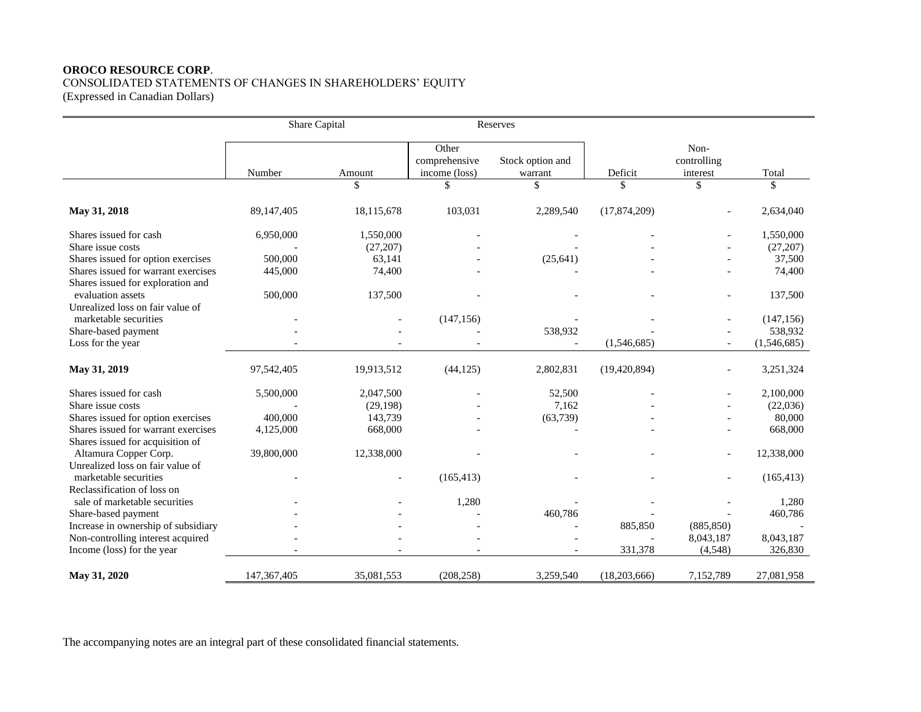**OROCO RESOURCE CORP**.
CONSOLIDATED STATEMENTS OF CHANGES IN SHAREHOLDERS' EQUITY
(Expressed in Canadian Dollars)

| | Share Capital | | Reserves | | | | |
|---|---|---|---|---|---|---|---|
| | Number | Amount | Other comprehensive income (loss) | Stock option and warrant | Deficit | Non-controlling interest | Total |
| | | $ | $ | $ | $ | $ | $ |
| **May 31, 2018** | 89,147,405 | 18,115,678 | 103,031 | 2,289,540 | (17,874,209) | - | 2,634,040 |
| Shares issued for cash | 6,950,000 | 1,550,000 | - | - | - | - | 1,550,000 |
| Share issue costs | - | (27,207) | - | - | - | - | (27,207) |
| Shares issued for option exercises | 500,000 | 63,141 | - | (25,641) | - | - | 37,500 |
| Shares issued for warrant exercises | 445,000 | 74,400 | - | - | - | - | 74,400 |
| Shares issued for exploration and evaluation assets | 500,000 | 137,500 | - | - | - | - | 137,500 |
| Unrealized loss on fair value of marketable securities | - | - | (147,156) | - | - | - | (147,156) |
| Share-based payment | - | - | - | 538,932 | - | - | 538,932 |
| Loss for the year | - | - | - | - | (1,546,685) | - | (1,546,685) |
| **May 31, 2019** | 97,542,405 | 19,913,512 | (44,125) | 2,802,831 | (19,420,894) | - | 3,251,324 |
| Shares issued for cash | 5,500,000 | 2,047,500 | - | 52,500 | - | - | 2,100,000 |
| Share issue costs | - | (29,198) | - | 7,162 | - | - | (22,036) |
| Shares issued for option exercises | 400,000 | 143,739 | - | (63,739) | - | - | 80,000 |
| Shares issued for warrant exercises | 4,125,000 | 668,000 | - | - | - | - | 668,000 |
| Shares issued for acquisition of Altamura Copper Corp. | 39,800,000 | 12,338,000 | - | - | - | - | 12,338,000 |
| Unrealized loss on fair value of marketable securities | - | - | (165,413) | - | - | - | (165,413) |
| Reclassification of loss on sale of marketable securities | - | - | 1,280 | - | - | - | 1,280 |
| Share-based payment | - | - | - | 460,786 | - | - | 460,786 |
| Increase in ownership of subsidiary | - | - | - | - | 885,850 | (885,850) | - |
| Non-controlling interest acquired | - | - | - | - | - | 8,043,187 | 8,043,187 |
| Income (loss) for the year | - | - | - | - | 331,378 | (4,548) | 326,830 |
| **May 31, 2020** | 147,367,405 | 35,081,553 | (208,258) | 3,259,540 | (18,203,666) | 7,152,789 | 27,081,958 |

The accompanying notes are an integral part of these consolidated financial statements.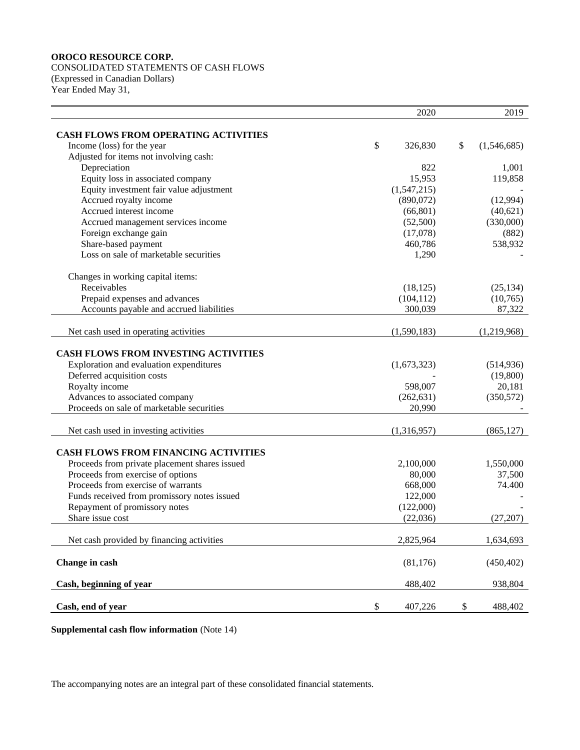**OROCO RESOURCE CORP.**
CONSOLIDATED STATEMENTS OF CASH FLOWS
(Expressed in Canadian Dollars)
Year Ended May 31,

| | 2020 | 2019 |
|---|---|---|
| **CASH FLOWS FROM OPERATING ACTIVITIES** | | |
| Income (loss) for the year | $ 326,830 | $ (1,546,685) |
| Adjusted for items not involving cash: | | |
| Depreciation | 822 | 1,001 |
| Equity loss in associated company | 15,953 | 119,858 |
| Equity investment fair value adjustment | (1,547,215) | - |
| Accrued royalty income | (890,072) | (12,994) |
| Accrued interest income | (66,801) | (40,621) |
| Accrued management services income | (52,500) | (330,000) |
| Foreign exchange gain | (17,078) | (882) |
| Share-based payment | 460,786 | 538,932 |
| Loss on sale of marketable securities | 1,290 | - |
| Changes in working capital items: | | |
| Receivables | (18,125) | (25,134) |
| Prepaid expenses and advances | (104,112) | (10,765) |
| Accounts payable and accrued liabilities | 300,039 | 87,322 |
| Net cash used in operating activities | (1,590,183) | (1,219,968) |
| **CASH FLOWS FROM INVESTING ACTIVITIES** | | |
| Exploration and evaluation expenditures | (1,673,323) | (514,936) |
| Deferred acquisition costs | - | (19,800) |
| Royalty income | 598,007 | 20,181 |
| Advances to associated company | (262,631) | (350,572) |
| Proceeds on sale of marketable securities | 20,990 | - |
| Net cash used in investing activities | (1,316,957) | (865,127) |
| **CASH FLOWS FROM FINANCING ACTIVITIES** | | |
| Proceeds from private placement shares issued | 2,100,000 | 1,550,000 |
| Proceeds from exercise of options | 80,000 | 37,500 |
| Proceeds from exercise of warrants | 668,000 | 74.400 |
| Funds received from promissory notes issued | 122,000 | - |
| Repayment of promissory notes | (122,000) | - |
| Share issue cost | (22,036) | (27,207) |
| Net cash provided by financing activities | 2,825,964 | 1,634,693 |
| **Change in cash** | (81,176) | (450,402) |
| **Cash, beginning of year** | 488,402 | 938,804 |
| **Cash, end of year** | $ 407,226 | $ 488,402 |

**Supplemental cash flow information** (Note 14)

The accompanying notes are an integral part of these consolidated financial statements.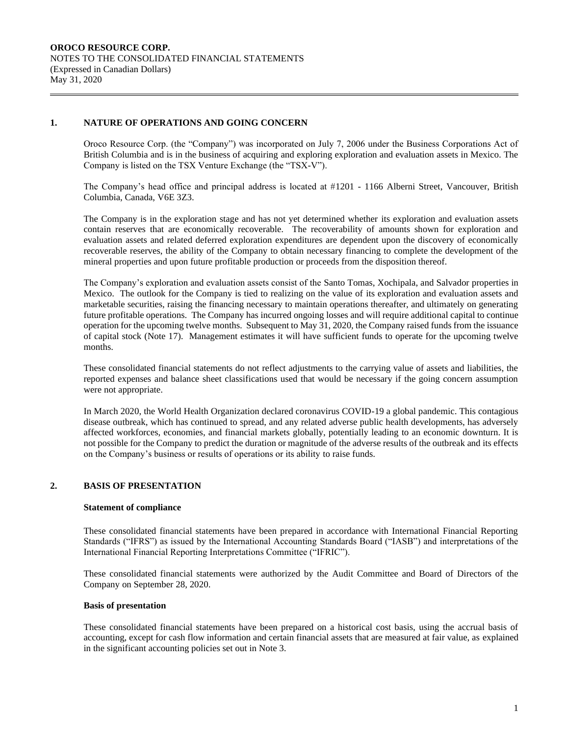## 1. NATURE OF OPERATIONS AND GOING CONCERN

Oroco Resource Corp. (the "Company") was incorporated on July 7, 2006 under the Business Corporations Act of British Columbia and is in the business of acquiring and exploring exploration and evaluation assets in Mexico. The Company is listed on the TSX Venture Exchange (the "TSX-V").

The Company's head office and principal address is located at #1201 - 1166 Alberni Street, Vancouver, British Columbia, Canada, V6E 3Z3.

The Company is in the exploration stage and has not yet determined whether its exploration and evaluation assets contain reserves that are economically recoverable. The recoverability of amounts shown for exploration and evaluation assets and related deferred exploration expenditures are dependent upon the discovery of economically recoverable reserves, the ability of the Company to obtain necessary financing to complete the development of the mineral properties and upon future profitable production or proceeds from the disposition thereof.

The Company's exploration and evaluation assets consist of the Santo Tomas, Xochipala, and Salvador properties in Mexico. The outlook for the Company is tied to realizing on the value of its exploration and evaluation assets and marketable securities, raising the financing necessary to maintain operations thereafter, and ultimately on generating future profitable operations. The Company has incurred ongoing losses and will require additional capital to continue operation for the upcoming twelve months. Subsequent to May 31, 2020, the Company raised funds from the issuance of capital stock (Note 17). Management estimates it will have sufficient funds to operate for the upcoming twelve months.

These consolidated financial statements do not reflect adjustments to the carrying value of assets and liabilities, the reported expenses and balance sheet classifications used that would be necessary if the going concern assumption were not appropriate.

In March 2020, the World Health Organization declared coronavirus COVID-19 a global pandemic. This contagious disease outbreak, which has continued to spread, and any related adverse public health developments, has adversely affected workforces, economies, and financial markets globally, potentially leading to an economic downturn. It is not possible for the Company to predict the duration or magnitude of the adverse results of the outbreak and its effects on the Company's business or results of operations or its ability to raise funds.

## 2. BASIS OF PRESENTATION

**Statement of compliance**

These consolidated financial statements have been prepared in accordance with International Financial Reporting Standards ("IFRS") as issued by the International Accounting Standards Board ("IASB") and interpretations of the International Financial Reporting Interpretations Committee ("IFRIC").

These consolidated financial statements were authorized by the Audit Committee and Board of Directors of the Company on September 28, 2020.

**Basis of presentation**

These consolidated financial statements have been prepared on a historical cost basis, using the accrual basis of accounting, except for cash flow information and certain financial assets that are measured at fair value, as explained in the significant accounting policies set out in Note 3.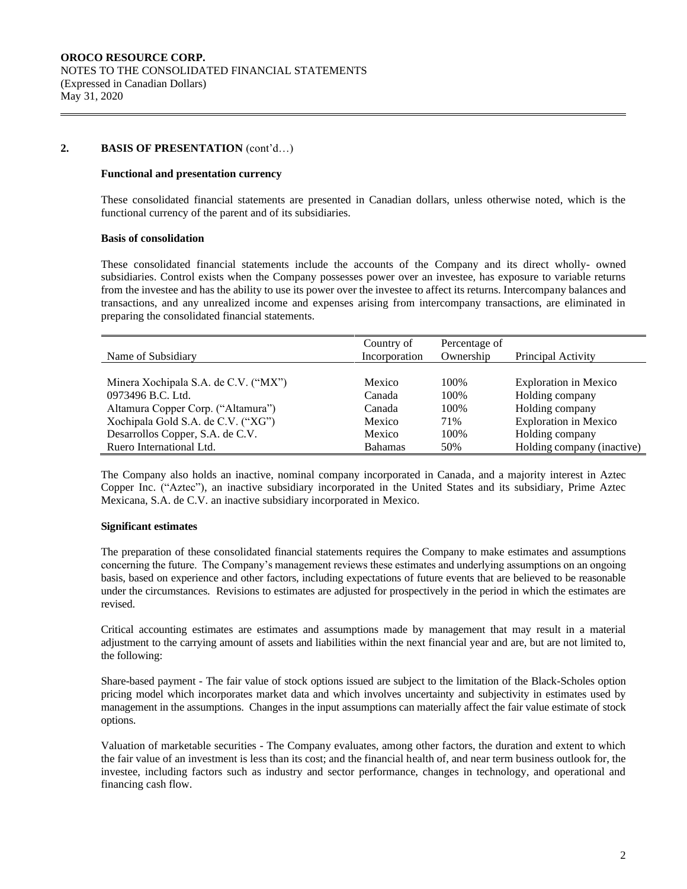## 2. BASIS OF PRESENTATION (cont'd…)

**Functional and presentation currency**

These consolidated financial statements are presented in Canadian dollars, unless otherwise noted, which is the functional currency of the parent and of its subsidiaries.

**Basis of consolidation**

These consolidated financial statements include the accounts of the Company and its direct wholly- owned subsidiaries. Control exists when the Company possesses power over an investee, has exposure to variable returns from the investee and has the ability to use its power over the investee to affect its returns. Intercompany balances and transactions, and any unrealized income and expenses arising from intercompany transactions, are eliminated in preparing the consolidated financial statements.

| Name of Subsidiary | Country of Incorporation | Percentage of Ownership | Principal Activity |
|---|---|---|---|
| Minera Xochipala S.A. de C.V. ("MX") | Mexico | 100% | Exploration in Mexico |
| 0973496 B.C. Ltd. | Canada | 100% | Holding company |
| Altamura Copper Corp. ("Altamura") | Canada | 100% | Holding company |
| Xochipala Gold S.A. de C.V. ("XG") | Mexico | 71% | Exploration in Mexico |
| Desarrollos Copper, S.A. de C.V. | Mexico | 100% | Holding company |
| Ruero International Ltd. | Bahamas | 50% | Holding company (inactive) |

The Company also holds an inactive, nominal company incorporated in Canada, and a majority interest in Aztec Copper Inc. ("Aztec"), an inactive subsidiary incorporated in the United States and its subsidiary, Prime Aztec Mexicana, S.A. de C.V. an inactive subsidiary incorporated in Mexico.

**Significant estimates**

The preparation of these consolidated financial statements requires the Company to make estimates and assumptions concerning the future. The Company's management reviews these estimates and underlying assumptions on an ongoing basis, based on experience and other factors, including expectations of future events that are believed to be reasonable under the circumstances. Revisions to estimates are adjusted for prospectively in the period in which the estimates are revised.

Critical accounting estimates are estimates and assumptions made by management that may result in a material adjustment to the carrying amount of assets and liabilities within the next financial year and are, but are not limited to, the following:

Share-based payment - The fair value of stock options issued are subject to the limitation of the Black-Scholes option pricing model which incorporates market data and which involves uncertainty and subjectivity in estimates used by management in the assumptions. Changes in the input assumptions can materially affect the fair value estimate of stock options.

Valuation of marketable securities - The Company evaluates, among other factors, the duration and extent to which the fair value of an investment is less than its cost; and the financial health of, and near term business outlook for, the investee, including factors such as industry and sector performance, changes in technology, and operational and financing cash flow.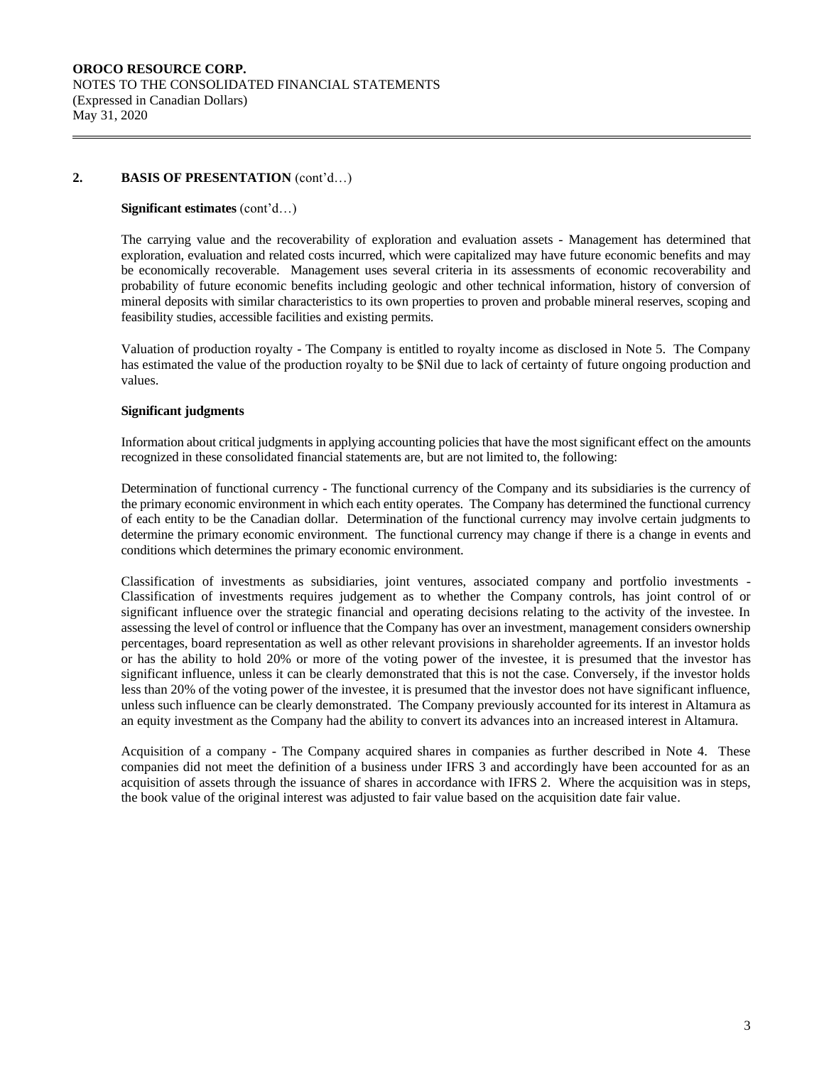## 2. BASIS OF PRESENTATION (cont'd…)

**Significant estimates** (cont'd…)

The carrying value and the recoverability of exploration and evaluation assets - Management has determined that exploration, evaluation and related costs incurred, which were capitalized may have future economic benefits and may be economically recoverable. Management uses several criteria in its assessments of economic recoverability and probability of future economic benefits including geologic and other technical information, history of conversion of mineral deposits with similar characteristics to its own properties to proven and probable mineral reserves, scoping and feasibility studies, accessible facilities and existing permits.

Valuation of production royalty - The Company is entitled to royalty income as disclosed in Note 5. The Company has estimated the value of the production royalty to be $Nil due to lack of certainty of future ongoing production and values.

**Significant judgments**

Information about critical judgments in applying accounting policies that have the most significant effect on the amounts recognized in these consolidated financial statements are, but are not limited to, the following:

Determination of functional currency - The functional currency of the Company and its subsidiaries is the currency of the primary economic environment in which each entity operates. The Company has determined the functional currency of each entity to be the Canadian dollar. Determination of the functional currency may involve certain judgments to determine the primary economic environment. The functional currency may change if there is a change in events and conditions which determines the primary economic environment.

Classification of investments as subsidiaries, joint ventures, associated company and portfolio investments - Classification of investments requires judgement as to whether the Company controls, has joint control of or significant influence over the strategic financial and operating decisions relating to the activity of the investee. In assessing the level of control or influence that the Company has over an investment, management considers ownership percentages, board representation as well as other relevant provisions in shareholder agreements. If an investor holds or has the ability to hold 20% or more of the voting power of the investee, it is presumed that the investor has significant influence, unless it can be clearly demonstrated that this is not the case. Conversely, if the investor holds less than 20% of the voting power of the investee, it is presumed that the investor does not have significant influence, unless such influence can be clearly demonstrated. The Company previously accounted for its interest in Altamura as an equity investment as the Company had the ability to convert its advances into an increased interest in Altamura.

Acquisition of a company - The Company acquired shares in companies as further described in Note 4. These companies did not meet the definition of a business under IFRS 3 and accordingly have been accounted for as an acquisition of assets through the issuance of shares in accordance with IFRS 2. Where the acquisition was in steps, the book value of the original interest was adjusted to fair value based on the acquisition date fair value.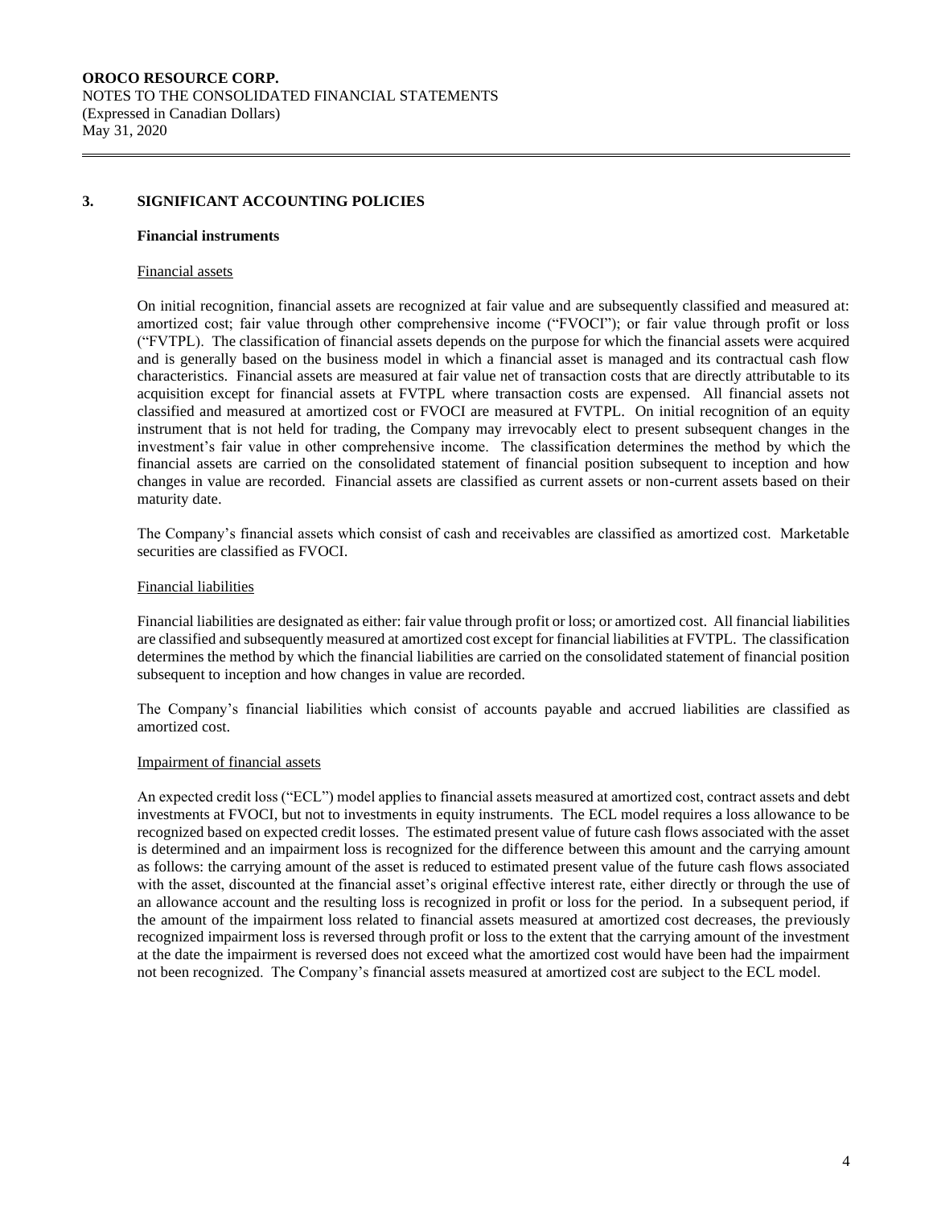## 3. SIGNIFICANT ACCOUNTING POLICIES

### Financial instruments

Financial assets

On initial recognition, financial assets are recognized at fair value and are subsequently classified and measured at: amortized cost; fair value through other comprehensive income ("FVOCI"); or fair value through profit or loss ("FVTPL). The classification of financial assets depends on the purpose for which the financial assets were acquired and is generally based on the business model in which a financial asset is managed and its contractual cash flow characteristics. Financial assets are measured at fair value net of transaction costs that are directly attributable to its acquisition except for financial assets at FVTPL where transaction costs are expensed. All financial assets not classified and measured at amortized cost or FVOCI are measured at FVTPL. On initial recognition of an equity instrument that is not held for trading, the Company may irrevocably elect to present subsequent changes in the investment's fair value in other comprehensive income. The classification determines the method by which the financial assets are carried on the consolidated statement of financial position subsequent to inception and how changes in value are recorded. Financial assets are classified as current assets or non-current assets based on their maturity date.

The Company's financial assets which consist of cash and receivables are classified as amortized cost. Marketable securities are classified as FVOCI.

Financial liabilities

Financial liabilities are designated as either: fair value through profit or loss; or amortized cost. All financial liabilities are classified and subsequently measured at amortized cost except for financial liabilities at FVTPL. The classification determines the method by which the financial liabilities are carried on the consolidated statement of financial position subsequent to inception and how changes in value are recorded.

The Company's financial liabilities which consist of accounts payable and accrued liabilities are classified as amortized cost.

Impairment of financial assets

An expected credit loss ("ECL") model applies to financial assets measured at amortized cost, contract assets and debt investments at FVOCI, but not to investments in equity instruments. The ECL model requires a loss allowance to be recognized based on expected credit losses. The estimated present value of future cash flows associated with the asset is determined and an impairment loss is recognized for the difference between this amount and the carrying amount as follows: the carrying amount of the asset is reduced to estimated present value of the future cash flows associated with the asset, discounted at the financial asset's original effective interest rate, either directly or through the use of an allowance account and the resulting loss is recognized in profit or loss for the period. In a subsequent period, if the amount of the impairment loss related to financial assets measured at amortized cost decreases, the previously recognized impairment loss is reversed through profit or loss to the extent that the carrying amount of the investment at the date the impairment is reversed does not exceed what the amortized cost would have been had the impairment not been recognized. The Company's financial assets measured at amortized cost are subject to the ECL model.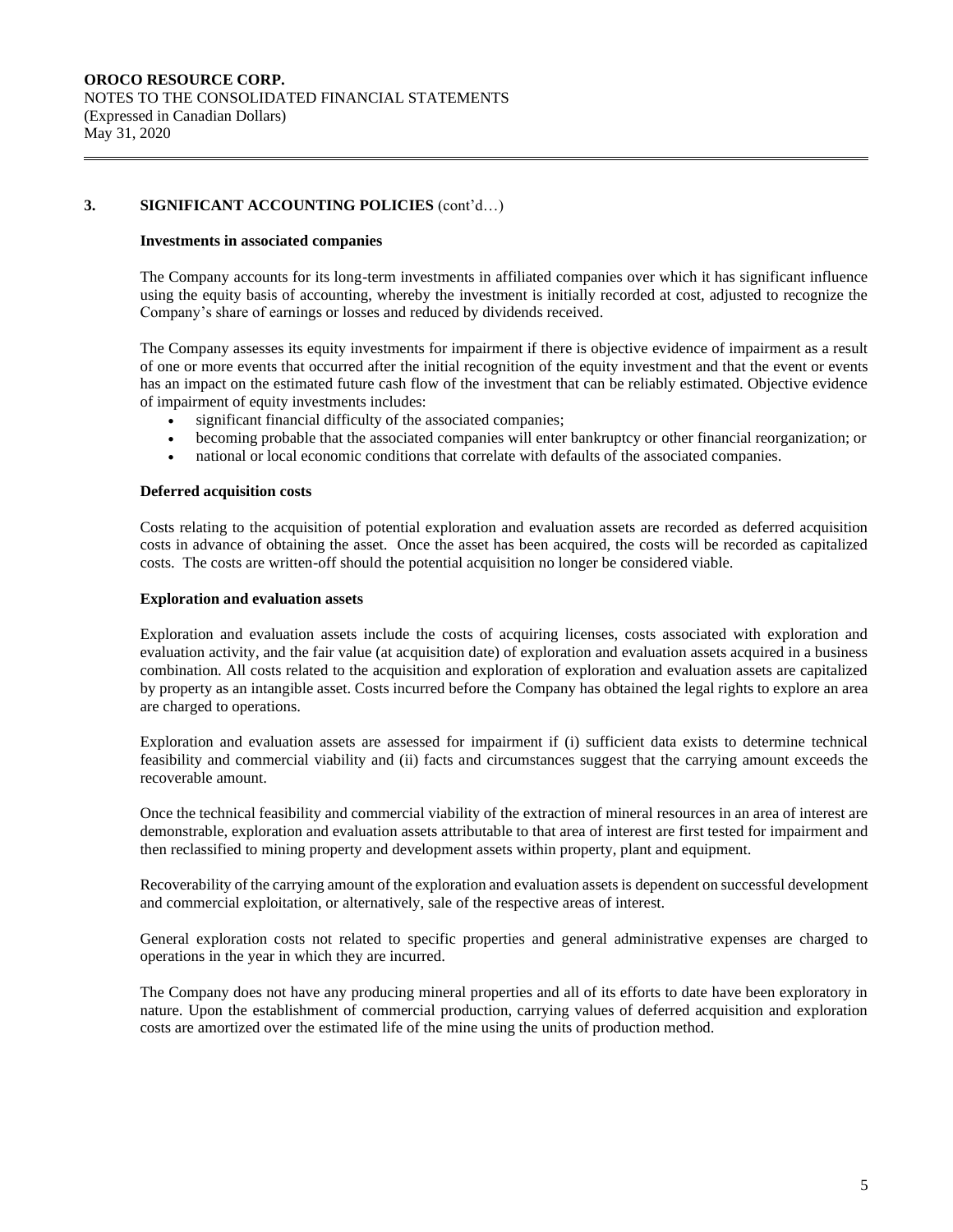## 3. SIGNIFICANT ACCOUNTING POLICIES (cont'd…)

### Investments in associated companies

The Company accounts for its long-term investments in affiliated companies over which it has significant influence using the equity basis of accounting, whereby the investment is initially recorded at cost, adjusted to recognize the Company's share of earnings or losses and reduced by dividends received.

The Company assesses its equity investments for impairment if there is objective evidence of impairment as a result of one or more events that occurred after the initial recognition of the equity investment and that the event or events has an impact on the estimated future cash flow of the investment that can be reliably estimated. Objective evidence of impairment of equity investments includes:

- significant financial difficulty of the associated companies;
- becoming probable that the associated companies will enter bankruptcy or other financial reorganization; or
- national or local economic conditions that correlate with defaults of the associated companies.

### Deferred acquisition costs

Costs relating to the acquisition of potential exploration and evaluation assets are recorded as deferred acquisition costs in advance of obtaining the asset. Once the asset has been acquired, the costs will be recorded as capitalized costs. The costs are written-off should the potential acquisition no longer be considered viable.

### Exploration and evaluation assets

Exploration and evaluation assets include the costs of acquiring licenses, costs associated with exploration and evaluation activity, and the fair value (at acquisition date) of exploration and evaluation assets acquired in a business combination. All costs related to the acquisition and exploration of exploration and evaluation assets are capitalized by property as an intangible asset. Costs incurred before the Company has obtained the legal rights to explore an area are charged to operations.

Exploration and evaluation assets are assessed for impairment if (i) sufficient data exists to determine technical feasibility and commercial viability and (ii) facts and circumstances suggest that the carrying amount exceeds the recoverable amount.

Once the technical feasibility and commercial viability of the extraction of mineral resources in an area of interest are demonstrable, exploration and evaluation assets attributable to that area of interest are first tested for impairment and then reclassified to mining property and development assets within property, plant and equipment.

Recoverability of the carrying amount of the exploration and evaluation assets is dependent on successful development and commercial exploitation, or alternatively, sale of the respective areas of interest.

General exploration costs not related to specific properties and general administrative expenses are charged to operations in the year in which they are incurred.

The Company does not have any producing mineral properties and all of its efforts to date have been exploratory in nature. Upon the establishment of commercial production, carrying values of deferred acquisition and exploration costs are amortized over the estimated life of the mine using the units of production method.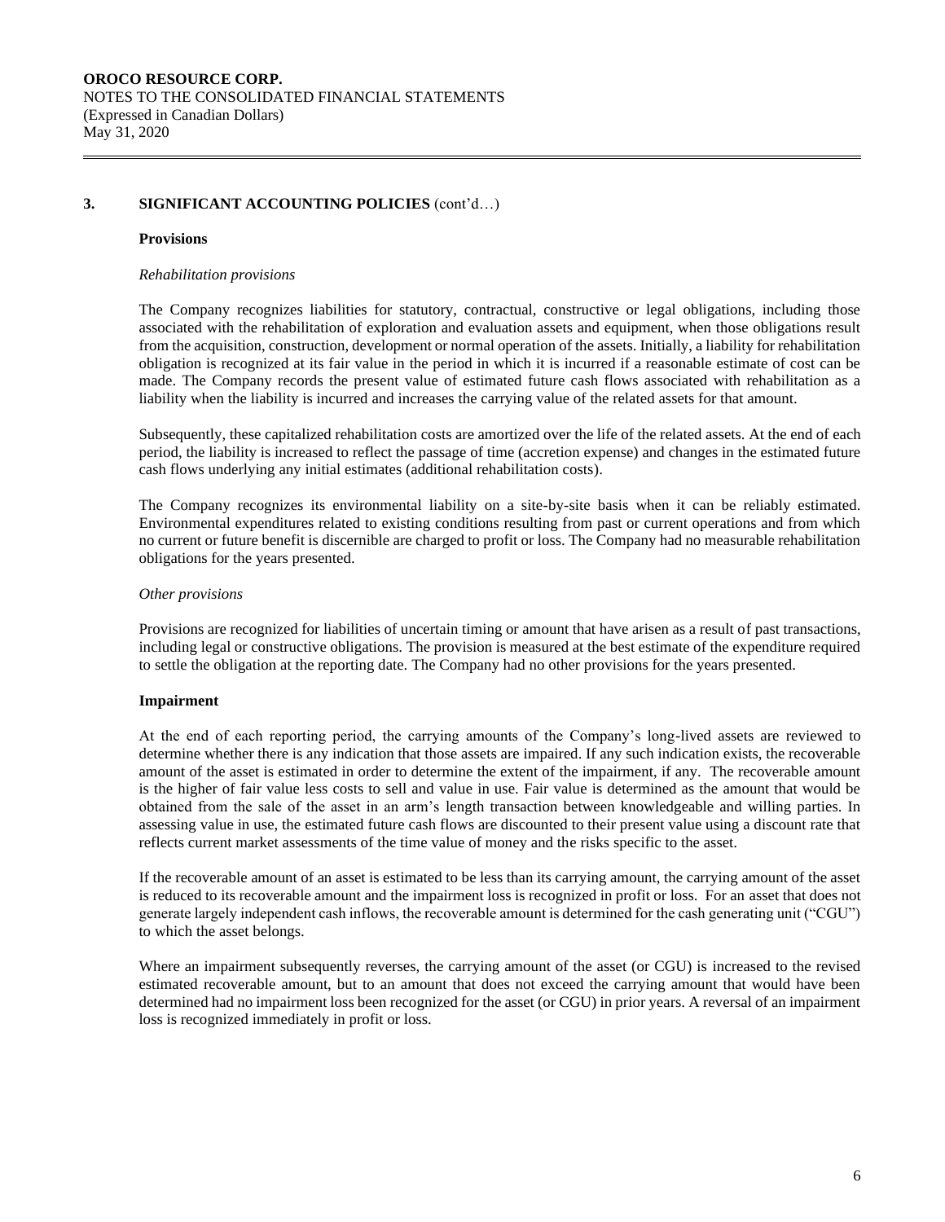## 3. SIGNIFICANT ACCOUNTING POLICIES (cont'd…)

### Provisions

*Rehabilitation provisions*

The Company recognizes liabilities for statutory, contractual, constructive or legal obligations, including those associated with the rehabilitation of exploration and evaluation assets and equipment, when those obligations result from the acquisition, construction, development or normal operation of the assets. Initially, a liability for rehabilitation obligation is recognized at its fair value in the period in which it is incurred if a reasonable estimate of cost can be made. The Company records the present value of estimated future cash flows associated with rehabilitation as a liability when the liability is incurred and increases the carrying value of the related assets for that amount.

Subsequently, these capitalized rehabilitation costs are amortized over the life of the related assets. At the end of each period, the liability is increased to reflect the passage of time (accretion expense) and changes in the estimated future cash flows underlying any initial estimates (additional rehabilitation costs).

The Company recognizes its environmental liability on a site-by-site basis when it can be reliably estimated. Environmental expenditures related to existing conditions resulting from past or current operations and from which no current or future benefit is discernible are charged to profit or loss. The Company had no measurable rehabilitation obligations for the years presented.

*Other provisions*

Provisions are recognized for liabilities of uncertain timing or amount that have arisen as a result of past transactions, including legal or constructive obligations. The provision is measured at the best estimate of the expenditure required to settle the obligation at the reporting date. The Company had no other provisions for the years presented.

### Impairment

At the end of each reporting period, the carrying amounts of the Company's long-lived assets are reviewed to determine whether there is any indication that those assets are impaired. If any such indication exists, the recoverable amount of the asset is estimated in order to determine the extent of the impairment, if any. The recoverable amount is the higher of fair value less costs to sell and value in use. Fair value is determined as the amount that would be obtained from the sale of the asset in an arm's length transaction between knowledgeable and willing parties. In assessing value in use, the estimated future cash flows are discounted to their present value using a discount rate that reflects current market assessments of the time value of money and the risks specific to the asset.

If the recoverable amount of an asset is estimated to be less than its carrying amount, the carrying amount of the asset is reduced to its recoverable amount and the impairment loss is recognized in profit or loss. For an asset that does not generate largely independent cash inflows, the recoverable amount is determined for the cash generating unit ("CGU") to which the asset belongs.

Where an impairment subsequently reverses, the carrying amount of the asset (or CGU) is increased to the revised estimated recoverable amount, but to an amount that does not exceed the carrying amount that would have been determined had no impairment loss been recognized for the asset (or CGU) in prior years. A reversal of an impairment loss is recognized immediately in profit or loss.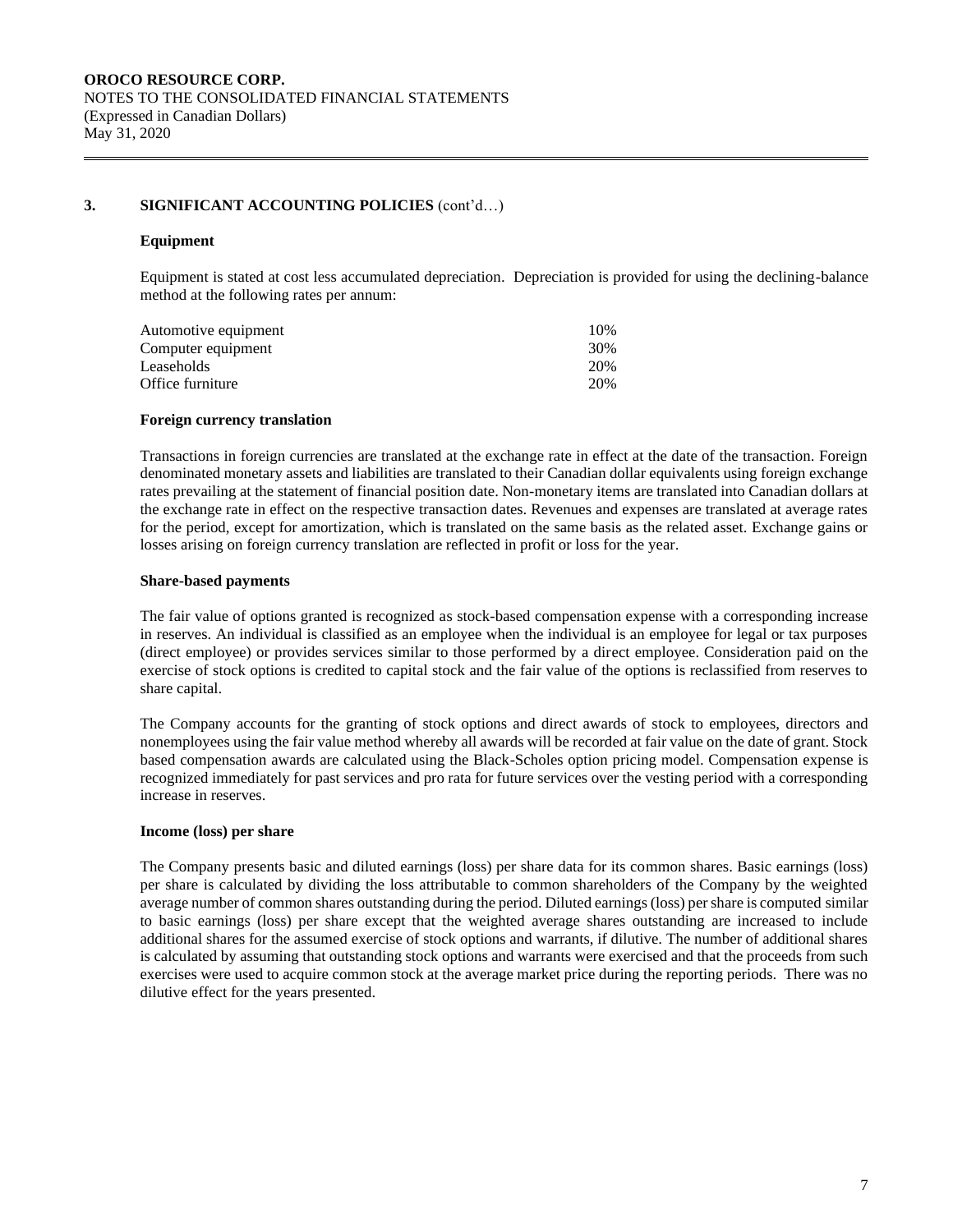## 3. SIGNIFICANT ACCOUNTING POLICIES (cont'd…)

### Equipment

Equipment is stated at cost less accumulated depreciation. Depreciation is provided for using the declining-balance method at the following rates per annum:

| | |
|---|---|
| Automotive equipment | 10% |
| Computer equipment | 30% |
| Leaseholds | 20% |
| Office furniture | 20% |

### Foreign currency translation

Transactions in foreign currencies are translated at the exchange rate in effect at the date of the transaction. Foreign denominated monetary assets and liabilities are translated to their Canadian dollar equivalents using foreign exchange rates prevailing at the statement of financial position date. Non-monetary items are translated into Canadian dollars at the exchange rate in effect on the respective transaction dates. Revenues and expenses are translated at average rates for the period, except for amortization, which is translated on the same basis as the related asset. Exchange gains or losses arising on foreign currency translation are reflected in profit or loss for the year.

### Share-based payments

The fair value of options granted is recognized as stock-based compensation expense with a corresponding increase in reserves. An individual is classified as an employee when the individual is an employee for legal or tax purposes (direct employee) or provides services similar to those performed by a direct employee. Consideration paid on the exercise of stock options is credited to capital stock and the fair value of the options is reclassified from reserves to share capital.

The Company accounts for the granting of stock options and direct awards of stock to employees, directors and nonemployees using the fair value method whereby all awards will be recorded at fair value on the date of grant. Stock based compensation awards are calculated using the Black-Scholes option pricing model. Compensation expense is recognized immediately for past services and pro rata for future services over the vesting period with a corresponding increase in reserves.

### Income (loss) per share

The Company presents basic and diluted earnings (loss) per share data for its common shares. Basic earnings (loss) per share is calculated by dividing the loss attributable to common shareholders of the Company by the weighted average number of common shares outstanding during the period. Diluted earnings (loss) per share is computed similar to basic earnings (loss) per share except that the weighted average shares outstanding are increased to include additional shares for the assumed exercise of stock options and warrants, if dilutive. The number of additional shares is calculated by assuming that outstanding stock options and warrants were exercised and that the proceeds from such exercises were used to acquire common stock at the average market price during the reporting periods. There was no dilutive effect for the years presented.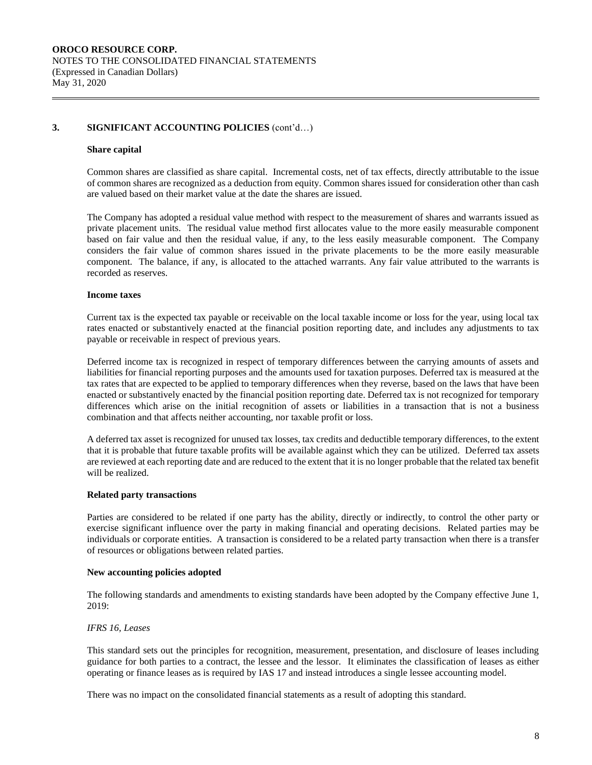## 3. SIGNIFICANT ACCOUNTING POLICIES (cont'd…)

### Share capital

Common shares are classified as share capital. Incremental costs, net of tax effects, directly attributable to the issue of common shares are recognized as a deduction from equity. Common shares issued for consideration other than cash are valued based on their market value at the date the shares are issued.

The Company has adopted a residual value method with respect to the measurement of shares and warrants issued as private placement units. The residual value method first allocates value to the more easily measurable component based on fair value and then the residual value, if any, to the less easily measurable component. The Company considers the fair value of common shares issued in the private placements to be the more easily measurable component. The balance, if any, is allocated to the attached warrants. Any fair value attributed to the warrants is recorded as reserves.

### Income taxes

Current tax is the expected tax payable or receivable on the local taxable income or loss for the year, using local tax rates enacted or substantively enacted at the financial position reporting date, and includes any adjustments to tax payable or receivable in respect of previous years.

Deferred income tax is recognized in respect of temporary differences between the carrying amounts of assets and liabilities for financial reporting purposes and the amounts used for taxation purposes. Deferred tax is measured at the tax rates that are expected to be applied to temporary differences when they reverse, based on the laws that have been enacted or substantively enacted by the financial position reporting date. Deferred tax is not recognized for temporary differences which arise on the initial recognition of assets or liabilities in a transaction that is not a business combination and that affects neither accounting, nor taxable profit or loss.

A deferred tax asset is recognized for unused tax losses, tax credits and deductible temporary differences, to the extent that it is probable that future taxable profits will be available against which they can be utilized. Deferred tax assets are reviewed at each reporting date and are reduced to the extent that it is no longer probable that the related tax benefit will be realized.

### Related party transactions

Parties are considered to be related if one party has the ability, directly or indirectly, to control the other party or exercise significant influence over the party in making financial and operating decisions. Related parties may be individuals or corporate entities. A transaction is considered to be a related party transaction when there is a transfer of resources or obligations between related parties.

### New accounting policies adopted

The following standards and amendments to existing standards have been adopted by the Company effective June 1, 2019:

*IFRS 16, Leases*

This standard sets out the principles for recognition, measurement, presentation, and disclosure of leases including guidance for both parties to a contract, the lessee and the lessor. It eliminates the classification of leases as either operating or finance leases as is required by IAS 17 and instead introduces a single lessee accounting model.

There was no impact on the consolidated financial statements as a result of adopting this standard.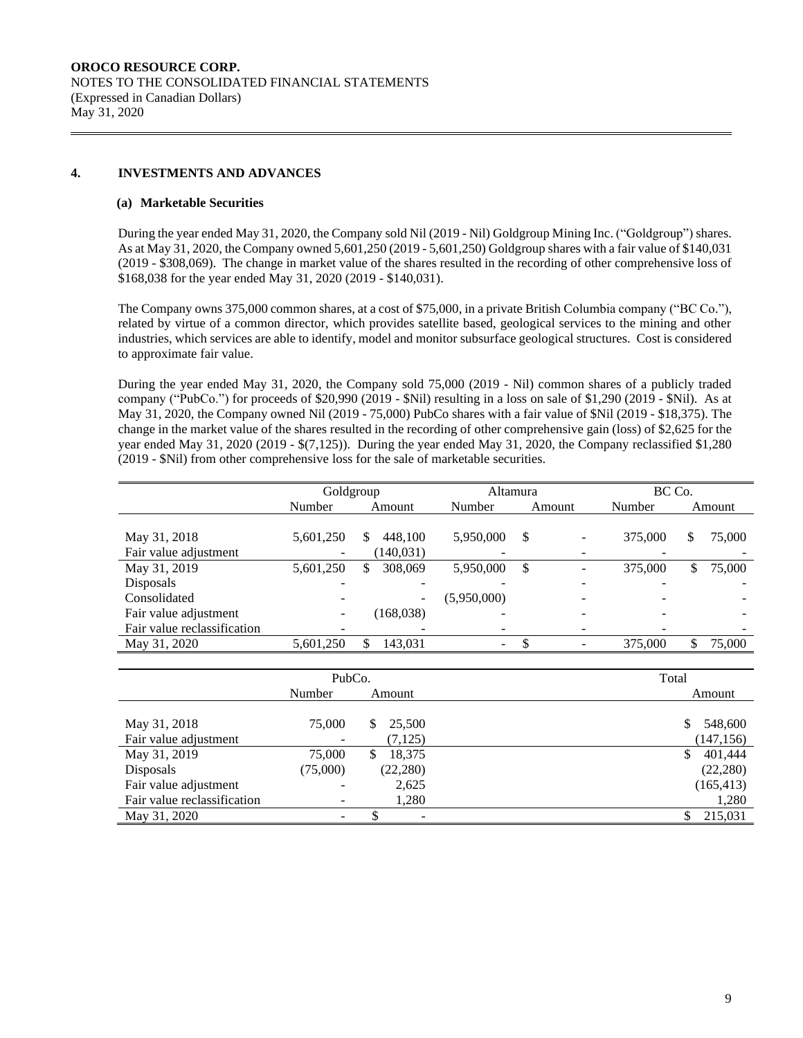**OROCO RESOURCE CORP.**
NOTES TO THE CONSOLIDATED FINANCIAL STATEMENTS
(Expressed in Canadian Dollars)
May 31, 2020

## 4. INVESTMENTS AND ADVANCES

### (a) Marketable Securities

During the year ended May 31, 2020, the Company sold Nil (2019 - Nil) Goldgroup Mining Inc. ("Goldgroup") shares. As at May 31, 2020, the Company owned 5,601,250 (2019 - 5,601,250) Goldgroup shares with a fair value of $140,031 (2019 - $308,069). The change in market value of the shares resulted in the recording of other comprehensive loss of $168,038 for the year ended May 31, 2020 (2019 - $140,031).

The Company owns 375,000 common shares, at a cost of $75,000, in a private British Columbia company ("BC Co."), related by virtue of a common director, which provides satellite based, geological services to the mining and other industries, which services are able to identify, model and monitor subsurface geological structures. Cost is considered to approximate fair value.

During the year ended May 31, 2020, the Company sold 75,000 (2019 - Nil) common shares of a publicly traded company ("PubCo.") for proceeds of $20,990 (2019 - $Nil) resulting in a loss on sale of $1,290 (2019 - $Nil). As at May 31, 2020, the Company owned Nil (2019 - 75,000) PubCo shares with a fair value of $Nil (2019 - $18,375). The change in the market value of the shares resulted in the recording of other comprehensive gain (loss) of $2,625 for the year ended May 31, 2020 (2019 - $(7,125)). During the year ended May 31, 2020, the Company reclassified $1,280 (2019 - $Nil) from other comprehensive loss for the sale of marketable securities.

| | Goldgroup | | Altamura | | BC Co. | |
|---|---|---|---|---|---|---|
| | Number | Amount | Number | Amount | Number | Amount |
| May 31, 2018 | 5,601,250 | $ 448,100 | 5,950,000 | $ - | 375,000 | $ 75,000 |
| Fair value adjustment | - | (140,031) | - | - | - | - |
| May 31, 2019 | 5,601,250 | $ 308,069 | 5,950,000 | $ - | 375,000 | $ 75,000 |
| Disposals | - | - | - | - | - | - |
| Consolidated | - | - | (5,950,000) | - | - | - |
| Fair value adjustment | - | (168,038) | - | - | - | - |
| Fair value reclassification | - | - | - | - | - | - |
| May 31, 2020 | 5,601,250 | $ 143,031 | - | $ - | 375,000 | $ 75,000 |

| | PubCo. | | Total |
|---|---|---|---|
| | Number | Amount | Amount |
| May 31, 2018 | 75,000 | $ 25,500 | $ 548,600 |
| Fair value adjustment | - | (7,125) | (147,156) |
| May 31, 2019 | 75,000 | $ 18,375 | $ 401,444 |
| Disposals | (75,000) | (22,280) | (22,280) |
| Fair value adjustment | - | 2,625 | (165,413) |
| Fair value reclassification | - | 1,280 | 1,280 |
| May 31, 2020 | - | $ - | $ 215,031 |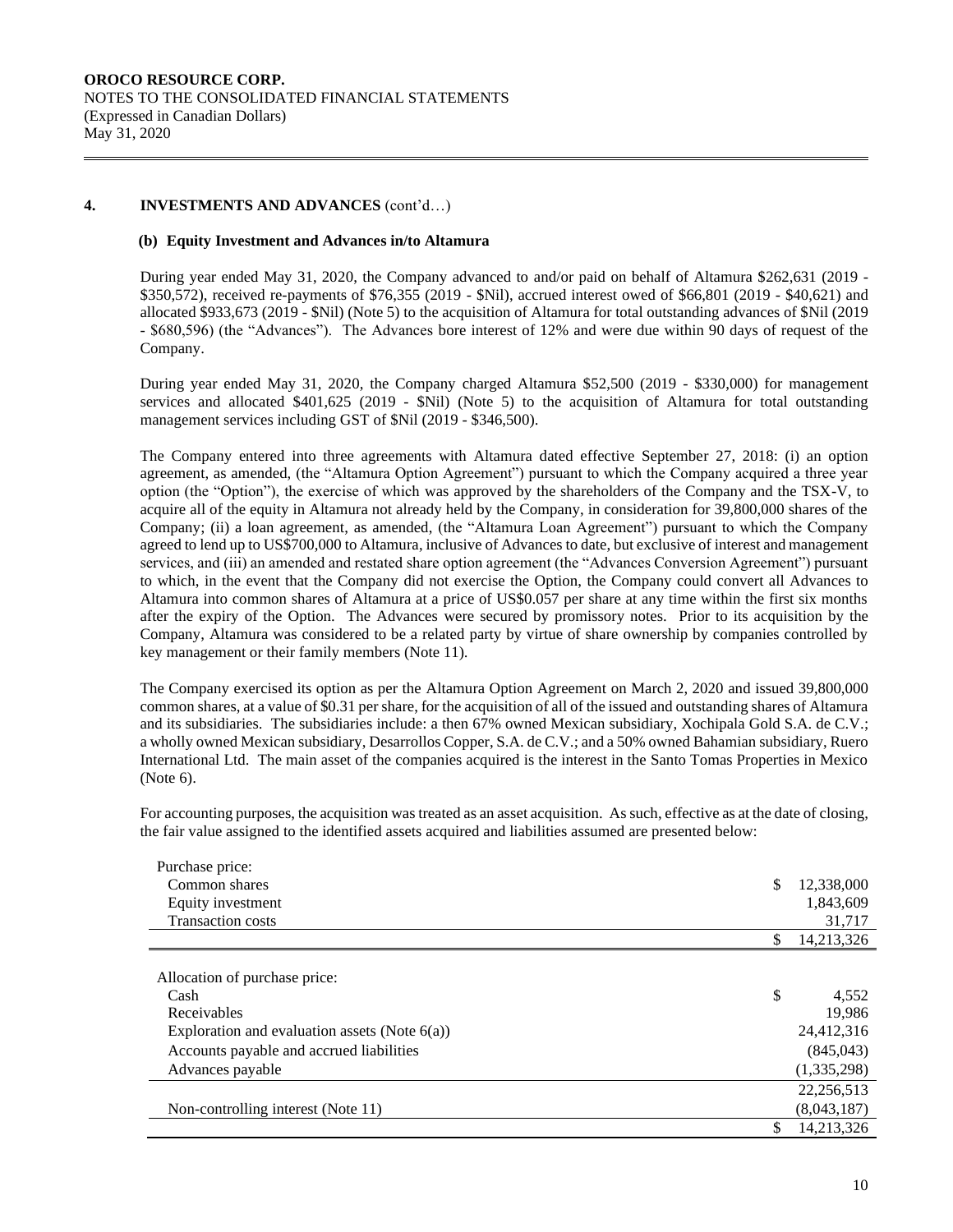## 4. INVESTMENTS AND ADVANCES (cont'd…)

### (b) Equity Investment and Advances in/to Altamura

During year ended May 31, 2020, the Company advanced to and/or paid on behalf of Altamura $262,631 (2019 - $350,572), received re-payments of $76,355 (2019 - $Nil), accrued interest owed of $66,801 (2019 - $40,621) and allocated $933,673 (2019 - $Nil) (Note 5) to the acquisition of Altamura for total outstanding advances of $Nil (2019 - $680,596) (the "Advances"). The Advances bore interest of 12% and were due within 90 days of request of the Company.

During year ended May 31, 2020, the Company charged Altamura $52,500 (2019 - $330,000) for management services and allocated $401,625 (2019 - $Nil) (Note 5) to the acquisition of Altamura for total outstanding management services including GST of $Nil (2019 - $346,500).

The Company entered into three agreements with Altamura dated effective September 27, 2018: (i) an option agreement, as amended, (the "Altamura Option Agreement") pursuant to which the Company acquired a three year option (the "Option"), the exercise of which was approved by the shareholders of the Company and the TSX-V, to acquire all of the equity in Altamura not already held by the Company, in consideration for 39,800,000 shares of the Company; (ii) a loan agreement, as amended, (the "Altamura Loan Agreement") pursuant to which the Company agreed to lend up to US$700,000 to Altamura, inclusive of Advances to date, but exclusive of interest and management services, and (iii) an amended and restated share option agreement (the "Advances Conversion Agreement") pursuant to which, in the event that the Company did not exercise the Option, the Company could convert all Advances to Altamura into common shares of Altamura at a price of US$0.057 per share at any time within the first six months after the expiry of the Option. The Advances were secured by promissory notes. Prior to its acquisition by the Company, Altamura was considered to be a related party by virtue of share ownership by companies controlled by key management or their family members (Note 11).

The Company exercised its option as per the Altamura Option Agreement on March 2, 2020 and issued 39,800,000 common shares, at a value of $0.31 per share, for the acquisition of all of the issued and outstanding shares of Altamura and its subsidiaries. The subsidiaries include: a then 67% owned Mexican subsidiary, Xochipala Gold S.A. de C.V.; a wholly owned Mexican subsidiary, Desarrollos Copper, S.A. de C.V.; and a 50% owned Bahamian subsidiary, Ruero International Ltd. The main asset of the companies acquired is the interest in the Santo Tomas Properties in Mexico (Note 6).

For accounting purposes, the acquisition was treated as an asset acquisition. As such, effective as at the date of closing, the fair value assigned to the identified assets acquired and liabilities assumed are presented below:

| | |
|---|---|
| Purchase price: | |
| Common shares | $ 12,338,000 |
| Equity investment | 1,843,609 |
| Transaction costs | 31,717 |
| | $ 14,213,326 |
| | |
| Allocation of purchase price: | |
| Cash | $ 4,552 |
| Receivables | 19,986 |
| Exploration and evaluation assets (Note 6(a)) | 24,412,316 |
| Accounts payable and accrued liabilities | (845,043) |
| Advances payable | (1,335,298) |
| | 22,256,513 |
| Non-controlling interest (Note 11) | (8,043,187) |
| | $ 14,213,326 |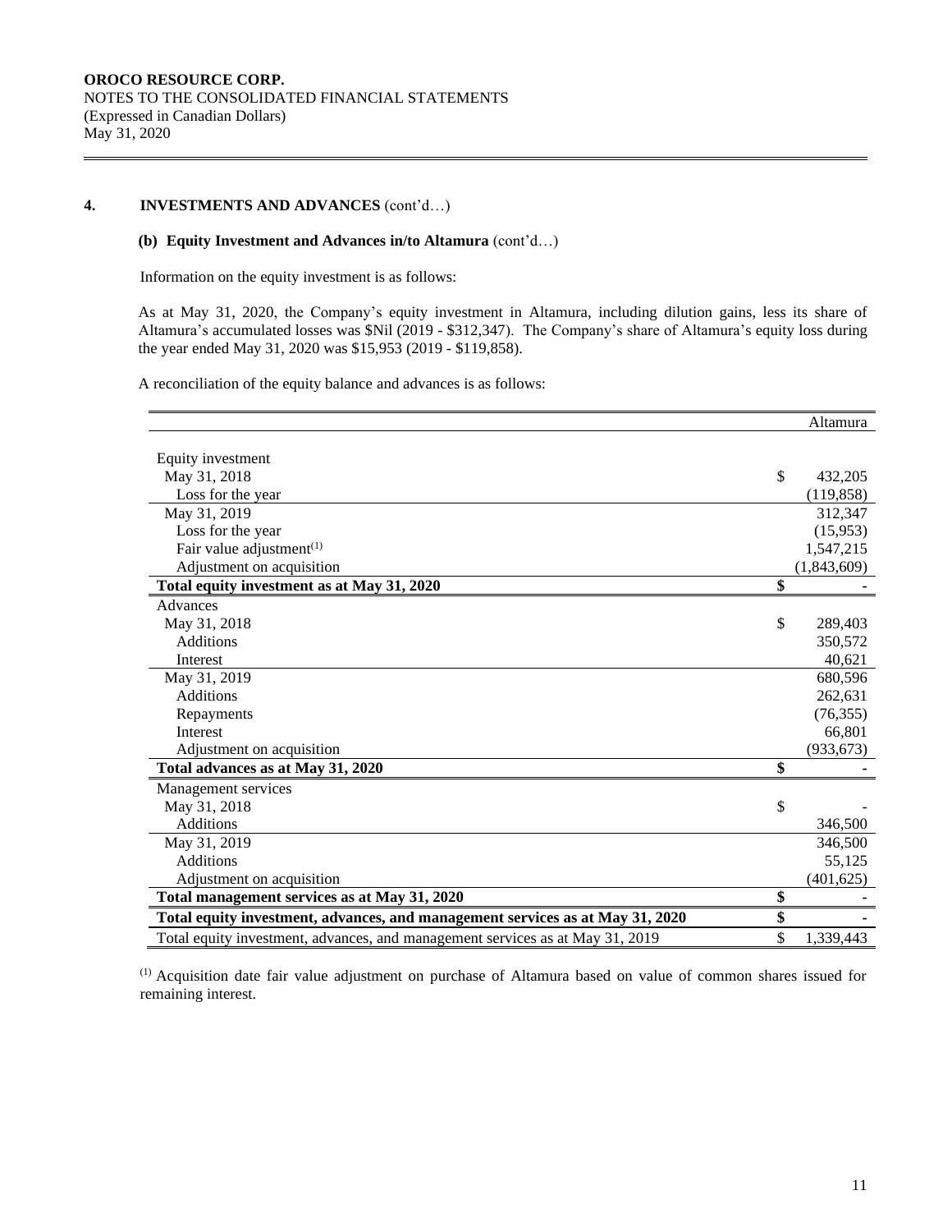OROCO RESOURCE CORP.
NOTES TO THE CONSOLIDATED FINANCIAL STATEMENTS
(Expressed in Canadian Dollars)
May 31, 2020

## 4. INVESTMENTS AND ADVANCES (cont'd…)

### (b) Equity Investment and Advances in/to Altamura (cont'd…)

Information on the equity investment is as follows:

As at May 31, 2020, the Company's equity investment in Altamura, including dilution gains, less its share of Altamura's accumulated losses was $Nil (2019 - $312,347). The Company's share of Altamura's equity loss during the year ended May 31, 2020 was $15,953 (2019 - $119,858).

A reconciliation of the equity balance and advances is as follows:

| | Altamura |
|---|---|
| Equity investment | |
| May 31, 2018 | $ 432,205 |
| Loss for the year | (119,858) |
| May 31, 2019 | 312,347 |
| Loss for the year | (15,953) |
| Fair value adjustment[1] | 1,547,215 |
| Adjustment on acquisition | (1,843,609) |
| **Total equity investment as at May 31, 2020** | **$ -** |
| Advances | |
| May 31, 2018 | $ 289,403 |
| Additions | 350,572 |
| Interest | 40,621 |
| May 31, 2019 | 680,596 |
| Additions | 262,631 |
| Repayments | (76,355) |
| Interest | 66,801 |
| Adjustment on acquisition | (933,673) |
| **Total advances as at May 31, 2020** | **$ -** |
| Management services | |
| May 31, 2018 | $ - |
| Additions | 346,500 |
| May 31, 2019 | 346,500 |
| Additions | 55,125 |
| Adjustment on acquisition | (401,625) |
| **Total management services as at May 31, 2020** | **$ -** |
| **Total equity investment, advances, and management services as at May 31, 2020** | **$ -** |
| Total equity investment, advances, and management services as at May 31, 2019 | $ 1,339,443 |

[1] Acquisition date fair value adjustment on purchase of Altamura based on value of common shares issued for remaining interest.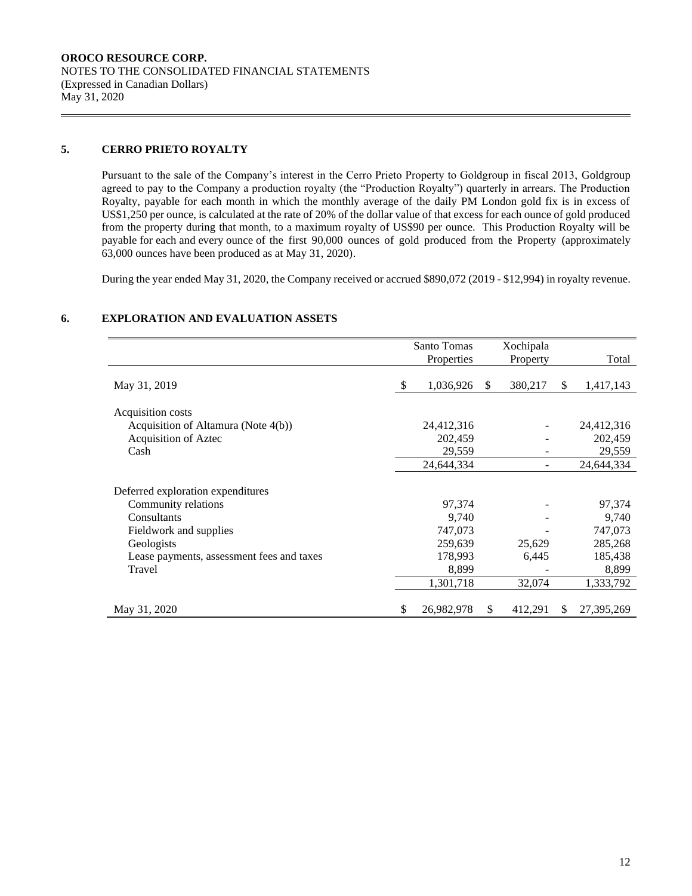**OROCO RESOURCE CORP.**
NOTES TO THE CONSOLIDATED FINANCIAL STATEMENTS
(Expressed in Canadian Dollars)
May 31, 2020

## 5. CERRO PRIETO ROYALTY

Pursuant to the sale of the Company's interest in the Cerro Prieto Property to Goldgroup in fiscal 2013, Goldgroup agreed to pay to the Company a production royalty (the "Production Royalty") quarterly in arrears. The Production Royalty, payable for each month in which the monthly average of the daily PM London gold fix is in excess of US$1,250 per ounce, is calculated at the rate of 20% of the dollar value of that excess for each ounce of gold produced from the property during that month, to a maximum royalty of US$90 per ounce. This Production Royalty will be payable for each and every ounce of the first 90,000 ounces of gold produced from the Property (approximately 63,000 ounces have been produced as at May 31, 2020).

During the year ended May 31, 2020, the Company received or accrued $890,072 (2019 - $12,994) in royalty revenue.

## 6. EXPLORATION AND EVALUATION ASSETS

| | Santo Tomas Properties | Xochipala Property | Total |
|---|---|---|---|
| May 31, 2019 | $ 1,036,926 | $ 380,217 | $ 1,417,143 |
| Acquisition costs | | | |
| Acquisition of Altamura (Note 4(b)) | 24,412,316 | - | 24,412,316 |
| Acquisition of Aztec | 202,459 | - | 202,459 |
| Cash | 29,559 | - | 29,559 |
| | 24,644,334 | - | 24,644,334 |
| Deferred exploration expenditures | | | |
| Community relations | 97,374 | - | 97,374 |
| Consultants | 9,740 | - | 9,740 |
| Fieldwork and supplies | 747,073 | - | 747,073 |
| Geologists | 259,639 | 25,629 | 285,268 |
| Lease payments, assessment fees and taxes | 178,993 | 6,445 | 185,438 |
| Travel | 8,899 | - | 8,899 |
| | 1,301,718 | 32,074 | 1,333,792 |
| May 31, 2020 | $ 26,982,978 | $ 412,291 | $ 27,395,269 |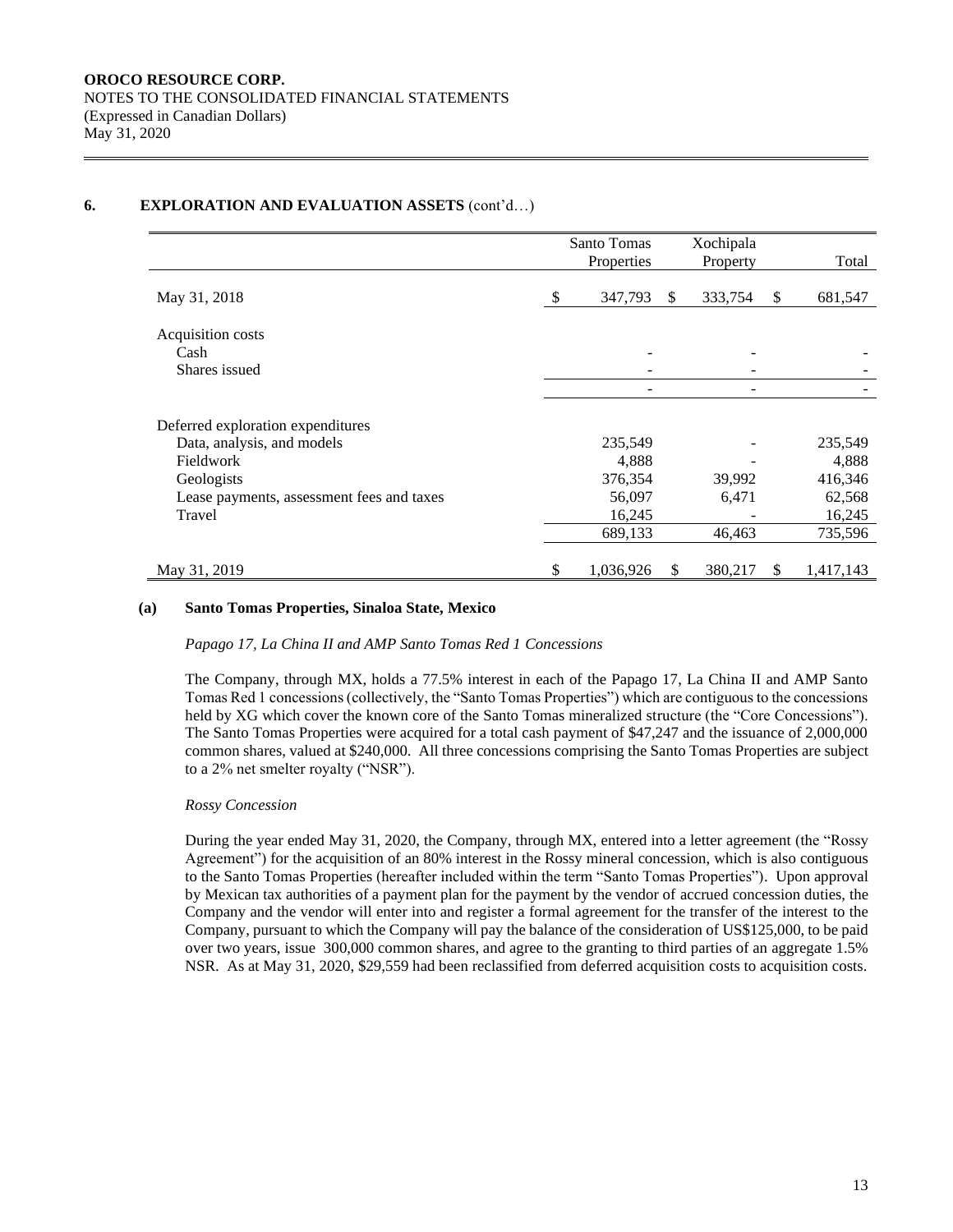## 6. EXPLORATION AND EVALUATION ASSETS (cont'd…)

| | Santo Tomas Properties | Xochipala Property | Total |
|---|---|---|---|
| May 31, 2018 | $ 347,793 | $ 333,754 | $ 681,547 |
| Acquisition costs | | | |
| Cash | - | - | - |
| Shares issued | - | - | - |
| | - | - | - |
| Deferred exploration expenditures | | | |
| Data, analysis, and models | 235,549 | - | 235,549 |
| Fieldwork | 4,888 | - | 4,888 |
| Geologists | 376,354 | 39,992 | 416,346 |
| Lease payments, assessment fees and taxes | 56,097 | 6,471 | 62,568 |
| Travel | 16,245 | - | 16,245 |
| | 689,133 | 46,463 | 735,596 |
| May 31, 2019 | $ 1,036,926 | $ 380,217 | $ 1,417,143 |

### (a) Santo Tomas Properties, Sinaloa State, Mexico

*Papago 17, La China II and AMP Santo Tomas Red 1 Concessions*

The Company, through MX, holds a 77.5% interest in each of the Papago 17, La China II and AMP Santo Tomas Red 1 concessions (collectively, the "Santo Tomas Properties") which are contiguous to the concessions held by XG which cover the known core of the Santo Tomas mineralized structure (the "Core Concessions"). The Santo Tomas Properties were acquired for a total cash payment of $47,247 and the issuance of 2,000,000 common shares, valued at $240,000. All three concessions comprising the Santo Tomas Properties are subject to a 2% net smelter royalty ("NSR").

*Rossy Concession*

During the year ended May 31, 2020, the Company, through MX, entered into a letter agreement (the "Rossy Agreement") for the acquisition of an 80% interest in the Rossy mineral concession, which is also contiguous to the Santo Tomas Properties (hereafter included within the term "Santo Tomas Properties"). Upon approval by Mexican tax authorities of a payment plan for the payment by the vendor of accrued concession duties, the Company and the vendor will enter into and register a formal agreement for the transfer of the interest to the Company, pursuant to which the Company will pay the balance of the consideration of US$125,000, to be paid over two years, issue 300,000 common shares, and agree to the granting to third parties of an aggregate 1.5% NSR. As at May 31, 2020, $29,559 had been reclassified from deferred acquisition costs to acquisition costs.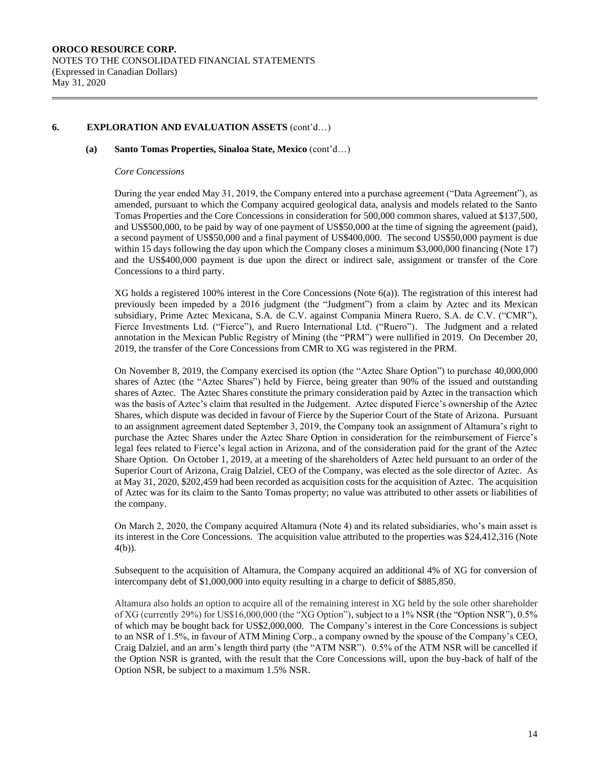## 6. EXPLORATION AND EVALUATION ASSETS (cont'd…)

### (a) Santo Tomas Properties, Sinaloa State, Mexico (cont'd…)

*Core Concessions*

During the year ended May 31, 2019, the Company entered into a purchase agreement ("Data Agreement"), as amended, pursuant to which the Company acquired geological data, analysis and models related to the Santo Tomas Properties and the Core Concessions in consideration for 500,000 common shares, valued at $137,500, and US$500,000, to be paid by way of one payment of US$50,000 at the time of signing the agreement (paid), a second payment of US$50,000 and a final payment of US$400,000. The second US$50,000 payment is due within 15 days following the day upon which the Company closes a minimum $3,000,000 financing (Note 17) and the US$400,000 payment is due upon the direct or indirect sale, assignment or transfer of the Core Concessions to a third party.

XG holds a registered 100% interest in the Core Concessions (Note 6(a)). The registration of this interest had previously been impeded by a 2016 judgment (the "Judgment") from a claim by Aztec and its Mexican subsidiary, Prime Aztec Mexicana, S.A. de C.V. against Compania Minera Ruero, S.A. de C.V. ("CMR"), Fierce Investments Ltd. ("Fierce"), and Ruero International Ltd. ("Ruero"). The Judgment and a related annotation in the Mexican Public Registry of Mining (the "PRM") were nullified in 2019. On December 20, 2019, the transfer of the Core Concessions from CMR to XG was registered in the PRM.

On November 8, 2019, the Company exercised its option (the "Aztec Share Option") to purchase 40,000,000 shares of Aztec (the "Aztec Shares") held by Fierce, being greater than 90% of the issued and outstanding shares of Aztec. The Aztec Shares constitute the primary consideration paid by Aztec in the transaction which was the basis of Aztec's claim that resulted in the Judgement. Aztec disputed Fierce's ownership of the Aztec Shares, which dispute was decided in favour of Fierce by the Superior Court of the State of Arizona. Pursuant to an assignment agreement dated September 3, 2019, the Company took an assignment of Altamura's right to purchase the Aztec Shares under the Aztec Share Option in consideration for the reimbursement of Fierce's legal fees related to Fierce's legal action in Arizona, and of the consideration paid for the grant of the Aztec Share Option. On October 1, 2019, at a meeting of the shareholders of Aztec held pursuant to an order of the Superior Court of Arizona, Craig Dalziel, CEO of the Company, was elected as the sole director of Aztec. As at May 31, 2020, $202,459 had been recorded as acquisition costs for the acquisition of Aztec. The acquisition of Aztec was for its claim to the Santo Tomas property; no value was attributed to other assets or liabilities of the company.

On March 2, 2020, the Company acquired Altamura (Note 4) and its related subsidiaries, who's main asset is its interest in the Core Concessions. The acquisition value attributed to the properties was $24,412,316 (Note 4(b)).

Subsequent to the acquisition of Altamura, the Company acquired an additional 4% of XG for conversion of intercompany debt of $1,000,000 into equity resulting in a charge to deficit of $885,850.

Altamura also holds an option to acquire all of the remaining interest in XG held by the sole other shareholder of XG (currently 29%) for US$16,000,000 (the "XG Option"), subject to a 1% NSR (the "Option NSR"), 0.5% of which may be bought back for US$2,000,000. The Company's interest in the Core Concessions is subject to an NSR of 1.5%, in favour of ATM Mining Corp., a company owned by the spouse of the Company's CEO, Craig Dalziel, and an arm's length third party (the "ATM NSR"). 0.5% of the ATM NSR will be cancelled if the Option NSR is granted, with the result that the Core Concessions will, upon the buy-back of half of the Option NSR, be subject to a maximum 1.5% NSR.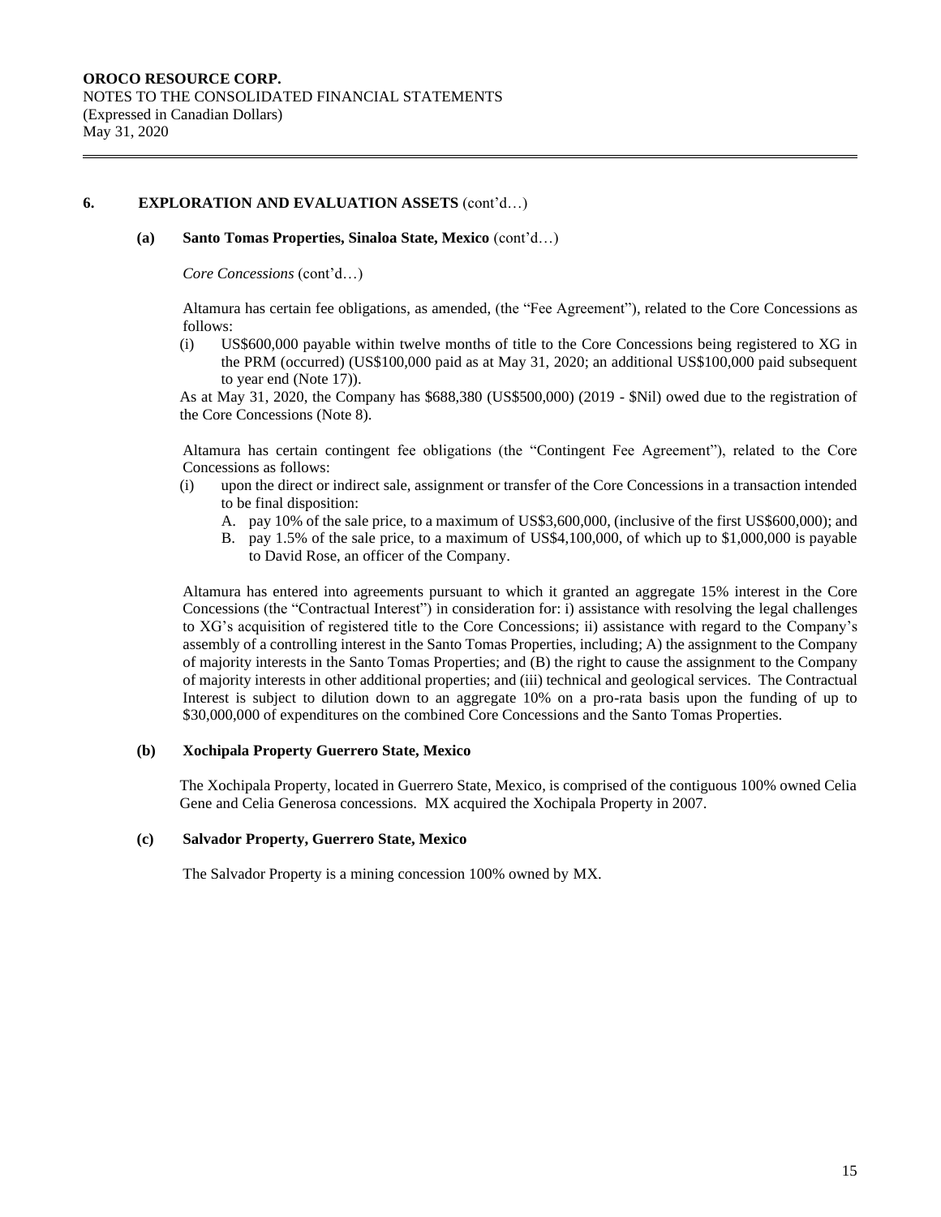## 6. EXPLORATION AND EVALUATION ASSETS (cont'd…)

### (a) Santo Tomas Properties, Sinaloa State, Mexico (cont'd…)

*Core Concessions* (cont'd…)

Altamura has certain fee obligations, as amended, (the "Fee Agreement"), related to the Core Concessions as follows:

(i) US$600,000 payable within twelve months of title to the Core Concessions being registered to XG in the PRM (occurred) (US$100,000 paid as at May 31, 2020; an additional US$100,000 paid subsequent to year end (Note 17)).

As at May 31, 2020, the Company has $688,380 (US$500,000) (2019 - $Nil) owed due to the registration of the Core Concessions (Note 8).

Altamura has certain contingent fee obligations (the "Contingent Fee Agreement"), related to the Core Concessions as follows:

(i) upon the direct or indirect sale, assignment or transfer of the Core Concessions in a transaction intended to be final disposition:
   A. pay 10% of the sale price, to a maximum of US$3,600,000, (inclusive of the first US$600,000); and
   B. pay 1.5% of the sale price, to a maximum of US$4,100,000, of which up to $1,000,000 is payable to David Rose, an officer of the Company.

Altamura has entered into agreements pursuant to which it granted an aggregate 15% interest in the Core Concessions (the "Contractual Interest") in consideration for: i) assistance with resolving the legal challenges to XG's acquisition of registered title to the Core Concessions; ii) assistance with regard to the Company's assembly of a controlling interest in the Santo Tomas Properties, including; A) the assignment to the Company of majority interests in the Santo Tomas Properties; and (B) the right to cause the assignment to the Company of majority interests in other additional properties; and (iii) technical and geological services. The Contractual Interest is subject to dilution down to an aggregate 10% on a pro-rata basis upon the funding of up to $30,000,000 of expenditures on the combined Core Concessions and the Santo Tomas Properties.

### (b) Xochipala Property Guerrero State, Mexico

The Xochipala Property, located in Guerrero State, Mexico, is comprised of the contiguous 100% owned Celia Gene and Celia Generosa concessions. MX acquired the Xochipala Property in 2007.

### (c) Salvador Property, Guerrero State, Mexico

The Salvador Property is a mining concession 100% owned by MX.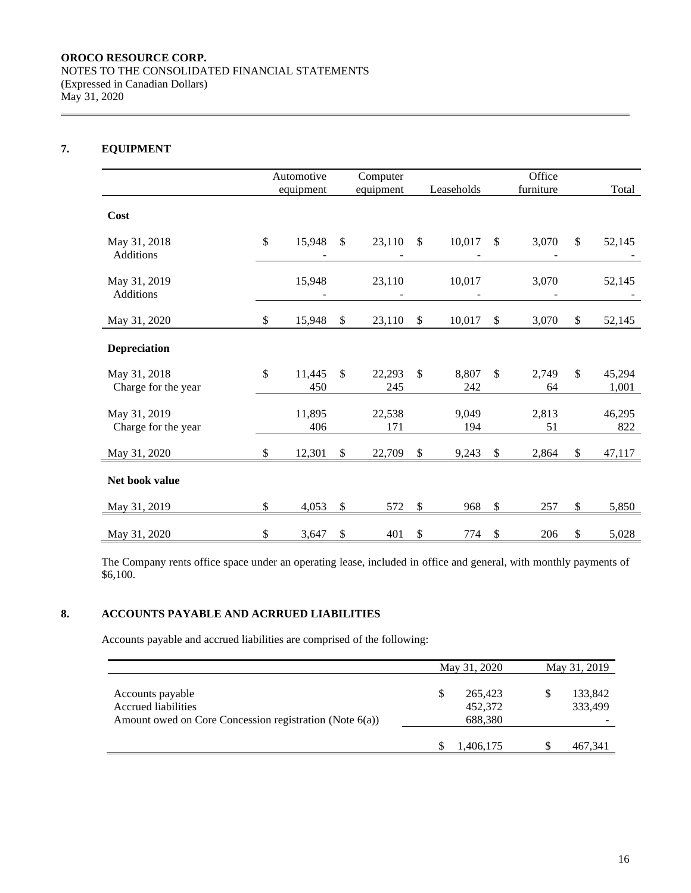**OROCO RESOURCE CORP.**
NOTES TO THE CONSOLIDATED FINANCIAL STATEMENTS
(Expressed in Canadian Dollars)
May 31, 2020

## 7. EQUIPMENT

| | Automotive equipment | Computer equipment | Leaseholds | Office furniture | Total |
|---|---|---|---|---|---|
| **Cost** | | | | | |
| May 31, 2018 | $ 15,948 | $ 23,110 | $ 10,017 | $ 3,070 | $ 52,145 |
| Additions | - | - | - | - | - |
| May 31, 2019 | 15,948 | 23,110 | 10,017 | 3,070 | 52,145 |
| Additions | - | - | - | - | - |
| May 31, 2020 | $ 15,948 | $ 23,110 | $ 10,017 | $ 3,070 | $ 52,145 |
| **Depreciation** | | | | | |
| May 31, 2018 | $ 11,445 | $ 22,293 | $ 8,807 | $ 2,749 | $ 45,294 |
| Charge for the year | 450 | 245 | 242 | 64 | 1,001 |
| May 31, 2019 | 11,895 | 22,538 | 9,049 | 2,813 | 46,295 |
| Charge for the year | 406 | 171 | 194 | 51 | 822 |
| May 31, 2020 | $ 12,301 | $ 22,709 | $ 9,243 | $ 2,864 | $ 47,117 |
| **Net book value** | | | | | |
| May 31, 2019 | $ 4,053 | $ 572 | $ 968 | $ 257 | $ 5,850 |
| May 31, 2020 | $ 3,647 | $ 401 | $ 774 | $ 206 | $ 5,028 |

The Company rents office space under an operating lease, included in office and general, with monthly payments of $6,100.

## 8. ACCOUNTS PAYABLE AND ACRRUED LIABILITIES

Accounts payable and accrued liabilities are comprised of the following:

| | May 31, 2020 | May 31, 2019 |
|---|---|---|
| Accounts payable | $ 265,423 | $ 133,842 |
| Accrued liabilities | 452,372 | 333,499 |
| Amount owed on Core Concession registration (Note 6(a)) | 688,380 | - |
| | $ 1,406,175 | $ 467,341 |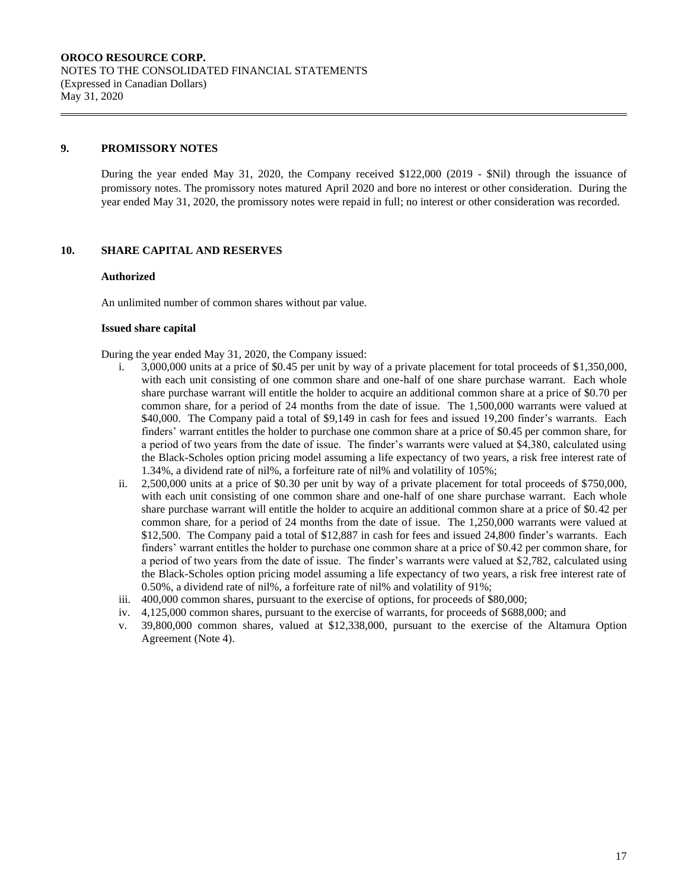## 9. PROMISSORY NOTES

During the year ended May 31, 2020, the Company received $122,000 (2019 - $Nil) through the issuance of promissory notes. The promissory notes matured April 2020 and bore no interest or other consideration. During the year ended May 31, 2020, the promissory notes were repaid in full; no interest or other consideration was recorded.

## 10. SHARE CAPITAL AND RESERVES

### Authorized

An unlimited number of common shares without par value.

### Issued share capital

During the year ended May 31, 2020, the Company issued:

i. 3,000,000 units at a price of $0.45 per unit by way of a private placement for total proceeds of $1,350,000, with each unit consisting of one common share and one-half of one share purchase warrant. Each whole share purchase warrant will entitle the holder to acquire an additional common share at a price of $0.70 per common share, for a period of 24 months from the date of issue. The 1,500,000 warrants were valued at $40,000. The Company paid a total of $9,149 in cash for fees and issued 19,200 finder's warrants. Each finders' warrant entitles the holder to purchase one common share at a price of $0.45 per common share, for a period of two years from the date of issue. The finder's warrants were valued at $4,380, calculated using the Black-Scholes option pricing model assuming a life expectancy of two years, a risk free interest rate of 1.34%, a dividend rate of nil%, a forfeiture rate of nil% and volatility of 105%;

ii. 2,500,000 units at a price of $0.30 per unit by way of a private placement for total proceeds of $750,000, with each unit consisting of one common share and one-half of one share purchase warrant. Each whole share purchase warrant will entitle the holder to acquire an additional common share at a price of $0.42 per common share, for a period of 24 months from the date of issue. The 1,250,000 warrants were valued at $12,500. The Company paid a total of $12,887 in cash for fees and issued 24,800 finder's warrants. Each finders' warrant entitles the holder to purchase one common share at a price of $0.42 per common share, for a period of two years from the date of issue. The finder's warrants were valued at $2,782, calculated using the Black-Scholes option pricing model assuming a life expectancy of two years, a risk free interest rate of 0.50%, a dividend rate of nil%, a forfeiture rate of nil% and volatility of 91%;

iii. 400,000 common shares, pursuant to the exercise of options, for proceeds of $80,000;

iv. 4,125,000 common shares, pursuant to the exercise of warrants, for proceeds of $688,000; and

v. 39,800,000 common shares, valued at $12,338,000, pursuant to the exercise of the Altamura Option Agreement (Note 4).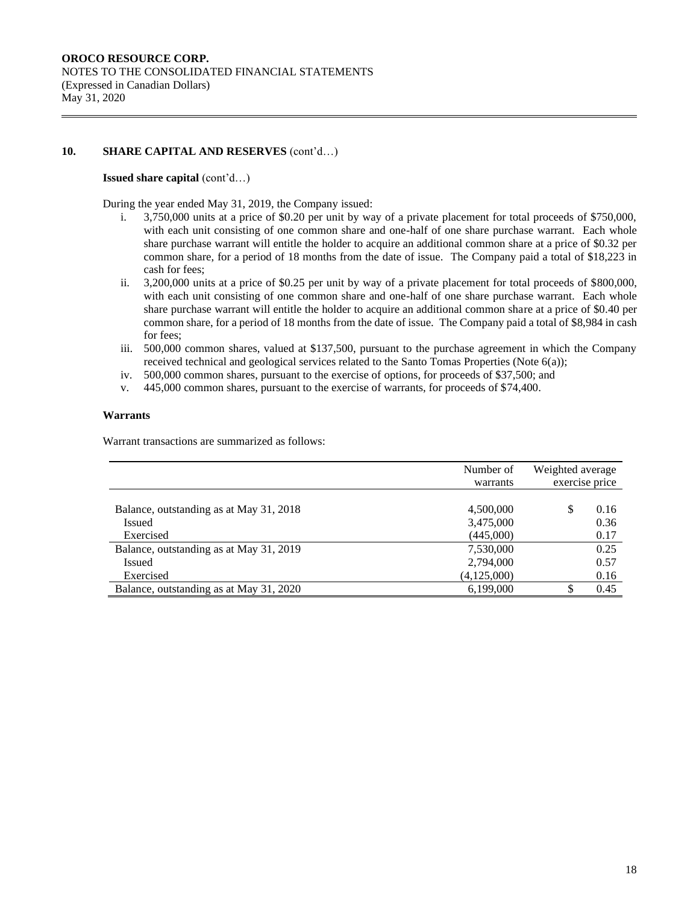## 10. SHARE CAPITAL AND RESERVES (cont'd…)

**Issued share capital** (cont'd…)

During the year ended May 31, 2019, the Company issued:

i. 3,750,000 units at a price of $0.20 per unit by way of a private placement for total proceeds of $750,000, with each unit consisting of one common share and one-half of one share purchase warrant. Each whole share purchase warrant will entitle the holder to acquire an additional common share at a price of $0.32 per common share, for a period of 18 months from the date of issue. The Company paid a total of $18,223 in cash for fees;
ii. 3,200,000 units at a price of $0.25 per unit by way of a private placement for total proceeds of $800,000, with each unit consisting of one common share and one-half of one share purchase warrant. Each whole share purchase warrant will entitle the holder to acquire an additional common share at a price of $0.40 per common share, for a period of 18 months from the date of issue. The Company paid a total of $8,984 in cash for fees;
iii. 500,000 common shares, valued at $137,500, pursuant to the purchase agreement in which the Company received technical and geological services related to the Santo Tomas Properties (Note 6(a));
iv. 500,000 common shares, pursuant to the exercise of options, for proceeds of $37,500; and
v. 445,000 common shares, pursuant to the exercise of warrants, for proceeds of $74,400.

**Warrants**

Warrant transactions are summarized as follows:

| | Number of warrants | Weighted average exercise price |
|---|---|---|
| Balance, outstanding as at May 31, 2018 | 4,500,000 | $ 0.16 |
| Issued | 3,475,000 | 0.36 |
| Exercised | (445,000) | 0.17 |
| Balance, outstanding as at May 31, 2019 | 7,530,000 | 0.25 |
| Issued | 2,794,000 | 0.57 |
| Exercised | (4,125,000) | 0.16 |
| Balance, outstanding as at May 31, 2020 | 6,199,000 | $ 0.45 |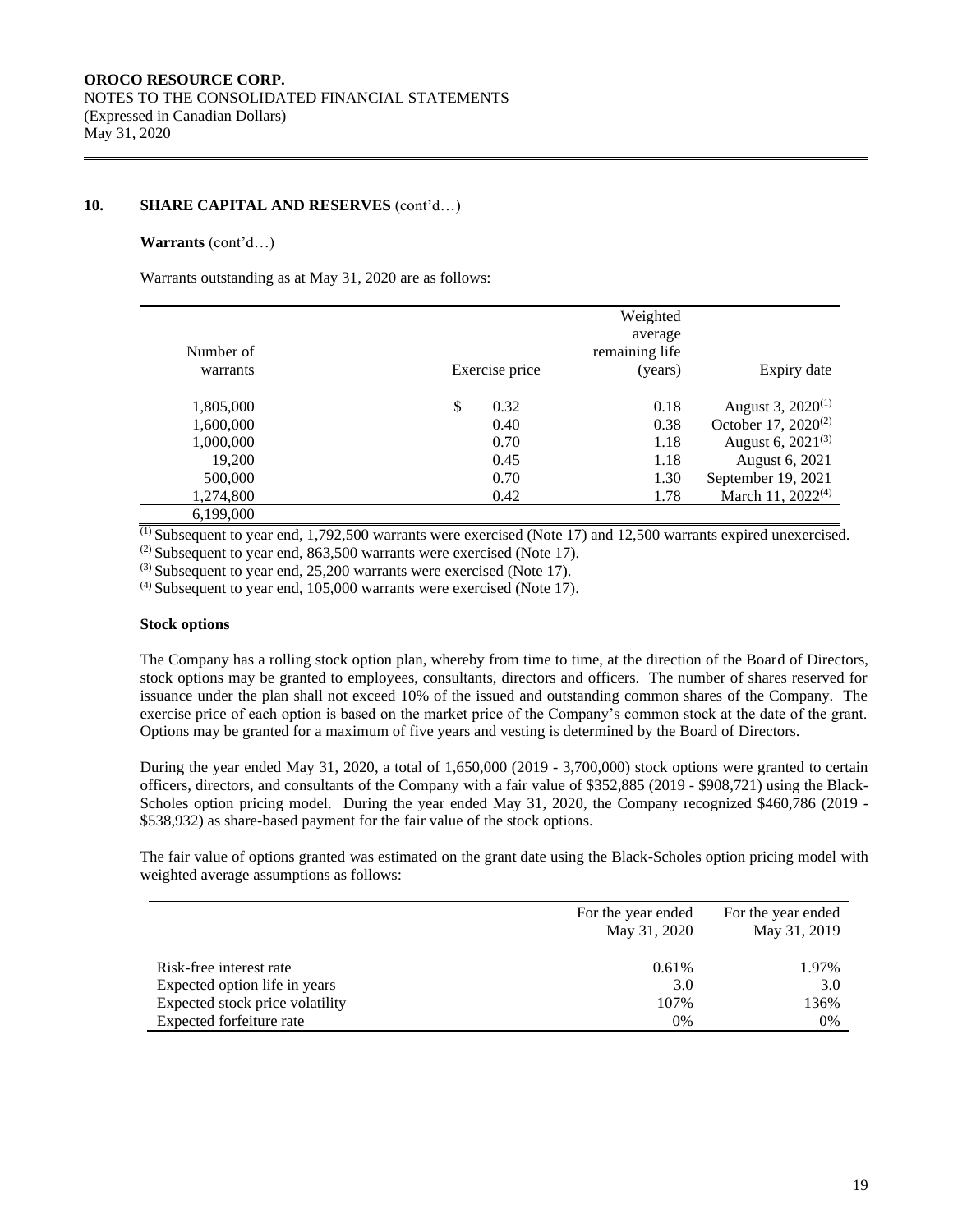**OROCO RESOURCE CORP.**
NOTES TO THE CONSOLIDATED FINANCIAL STATEMENTS
(Expressed in Canadian Dollars)
May 31, 2020

## 10. SHARE CAPITAL AND RESERVES (cont'd…)

**Warrants** (cont'd…)

Warrants outstanding as at May 31, 2020 are as follows:

| Number of warrants | Exercise price | Weighted average remaining life (years) | Expiry date |
|---|---|---|---|
| 1,805,000 | $ 0.32 | 0.18 | August 3, 2020[(1)] |
| 1,600,000 | 0.40 | 0.38 | October 17, 2020[(2)] |
| 1,000,000 | 0.70 | 1.18 | August 6, 2021[(3)] |
| 19,200 | 0.45 | 1.18 | August 6, 2021 |
| 500,000 | 0.70 | 1.30 | September 19, 2021 |
| 1,274,800 | 0.42 | 1.78 | March 11, 2022[(4)] |
| 6,199,000 | | | |

[(1)] Subsequent to year end, 1,792,500 warrants were exercised (Note 17) and 12,500 warrants expired unexercised.
[(2)] Subsequent to year end, 863,500 warrants were exercised (Note 17).
[(3)] Subsequent to year end, 25,200 warrants were exercised (Note 17).
[(4)] Subsequent to year end, 105,000 warrants were exercised (Note 17).

**Stock options**

The Company has a rolling stock option plan, whereby from time to time, at the direction of the Board of Directors, stock options may be granted to employees, consultants, directors and officers. The number of shares reserved for issuance under the plan shall not exceed 10% of the issued and outstanding common shares of the Company. The exercise price of each option is based on the market price of the Company's common stock at the date of the grant. Options may be granted for a maximum of five years and vesting is determined by the Board of Directors.

During the year ended May 31, 2020, a total of 1,650,000 (2019 - 3,700,000) stock options were granted to certain officers, directors, and consultants of the Company with a fair value of $352,885 (2019 - $908,721) using the Black-Scholes option pricing model. During the year ended May 31, 2020, the Company recognized $460,786 (2019 - $538,932) as share-based payment for the fair value of the stock options.

The fair value of options granted was estimated on the grant date using the Black-Scholes option pricing model with weighted average assumptions as follows:

| | For the year ended May 31, 2020 | For the year ended May 31, 2019 |
|---|---|---|
| Risk-free interest rate | 0.61% | 1.97% |
| Expected option life in years | 3.0 | 3.0 |
| Expected stock price volatility | 107% | 136% |
| Expected forfeiture rate | 0% | 0% |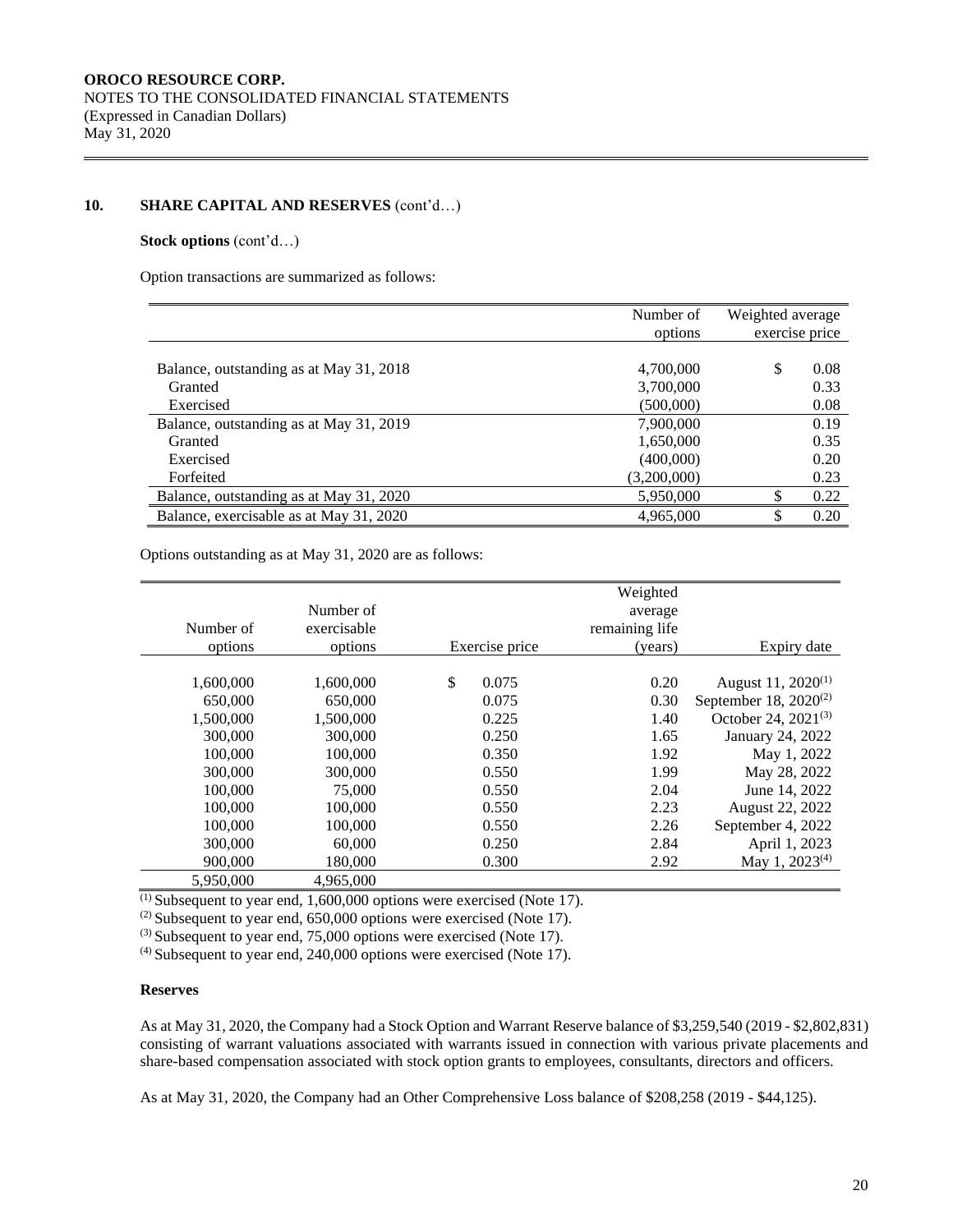## 10. SHARE CAPITAL AND RESERVES (cont'd…)

**Stock options** (cont'd…)

Option transactions are summarized as follows:

| | Number of options | Weighted average exercise price |
|---|---|---|
| Balance, outstanding as at May 31, 2018 | 4,700,000 | $ 0.08 |
| Granted | 3,700,000 | 0.33 |
| Exercised | (500,000) | 0.08 |
| Balance, outstanding as at May 31, 2019 | 7,900,000 | 0.19 |
| Granted | 1,650,000 | 0.35 |
| Exercised | (400,000) | 0.20 |
| Forfeited | (3,200,000) | 0.23 |
| Balance, outstanding as at May 31, 2020 | 5,950,000 | $ 0.22 |
| Balance, exercisable as at May 31, 2020 | 4,965,000 | $ 0.20 |

Options outstanding as at May 31, 2020 are as follows:

| Number of options | Number of exercisable options | Exercise price | Weighted average remaining life (years) | Expiry date |
|---|---|---|---|---|
| 1,600,000 | 1,600,000 | $ 0.075 | 0.20 | August 11, 2020[(1)] |
| 650,000 | 650,000 | 0.075 | 0.30 | September 18, 2020[(2)] |
| 1,500,000 | 1,500,000 | 0.225 | 1.40 | October 24, 2021[(3)] |
| 300,000 | 300,000 | 0.250 | 1.65 | January 24, 2022 |
| 100,000 | 100,000 | 0.350 | 1.92 | May 1, 2022 |
| 300,000 | 300,000 | 0.550 | 1.99 | May 28, 2022 |
| 100,000 | 75,000 | 0.550 | 2.04 | June 14, 2022 |
| 100,000 | 100,000 | 0.550 | 2.23 | August 22, 2022 |
| 100,000 | 100,000 | 0.550 | 2.26 | September 4, 2022 |
| 300,000 | 60,000 | 0.250 | 2.84 | April 1, 2023 |
| 900,000 | 180,000 | 0.300 | 2.92 | May 1, 2023[(4)] |
| 5,950,000 | 4,965,000 | | | |

[(1)] Subsequent to year end, 1,600,000 options were exercised (Note 17).
[(2)] Subsequent to year end, 650,000 options were exercised (Note 17).
[(3)] Subsequent to year end, 75,000 options were exercised (Note 17).
[(4)] Subsequent to year end, 240,000 options were exercised (Note 17).

**Reserves**

As at May 31, 2020, the Company had a Stock Option and Warrant Reserve balance of $3,259,540 (2019 - $2,802,831) consisting of warrant valuations associated with warrants issued in connection with various private placements and share-based compensation associated with stock option grants to employees, consultants, directors and officers.

As at May 31, 2020, the Company had an Other Comprehensive Loss balance of $208,258 (2019 - $44,125).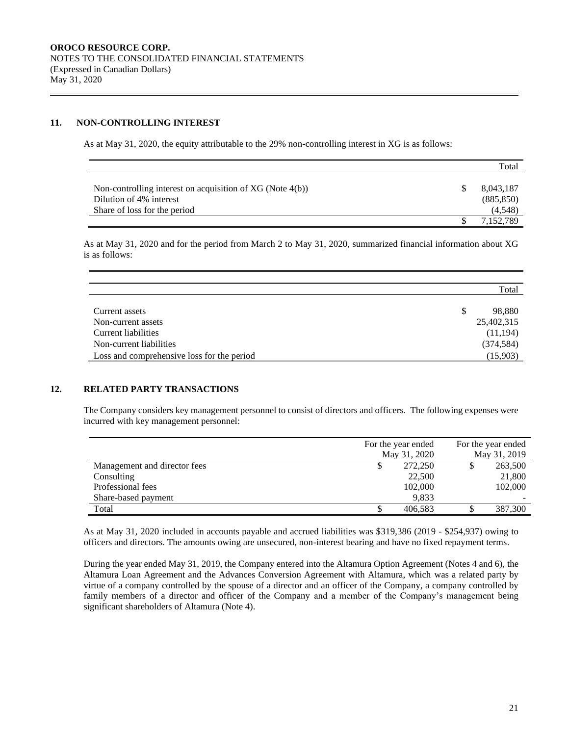## 11. NON-CONTROLLING INTEREST

As at May 31, 2020, the equity attributable to the 29% non-controlling interest in XG is as follows:

| | Total |
|---|---|
| Non-controlling interest on acquisition of XG (Note 4(b)) | $ 8,043,187 |
| Dilution of 4% interest | (885,850) |
| Share of loss for the period | (4,548) |
| | $ 7,152,789 |

As at May 31, 2020 and for the period from March 2 to May 31, 2020, summarized financial information about XG is as follows:

| | Total |
|---|---|
| Current assets | $ 98,880 |
| Non-current assets | 25,402,315 |
| Current liabilities | (11,194) |
| Non-current liabilities | (374,584) |
| Loss and comprehensive loss for the period | (15,903) |

## 12. RELATED PARTY TRANSACTIONS

The Company considers key management personnel to consist of directors and officers. The following expenses were incurred with key management personnel:

| | For the year ended May 31, 2020 | For the year ended May 31, 2019 |
|---|---|---|
| Management and director fees | $ 272,250 | $ 263,500 |
| Consulting | 22,500 | 21,800 |
| Professional fees | 102,000 | 102,000 |
| Share-based payment | 9,833 | - |
| Total | $ 406,583 | $ 387,300 |

As at May 31, 2020 included in accounts payable and accrued liabilities was $319,386 (2019 - $254,937) owing to officers and directors. The amounts owing are unsecured, non-interest bearing and have no fixed repayment terms.

During the year ended May 31, 2019, the Company entered into the Altamura Option Agreement (Notes 4 and 6), the Altamura Loan Agreement and the Advances Conversion Agreement with Altamura, which was a related party by virtue of a company controlled by the spouse of a director and an officer of the Company, a company controlled by family members of a director and officer of the Company and a member of the Company's management being significant shareholders of Altamura (Note 4).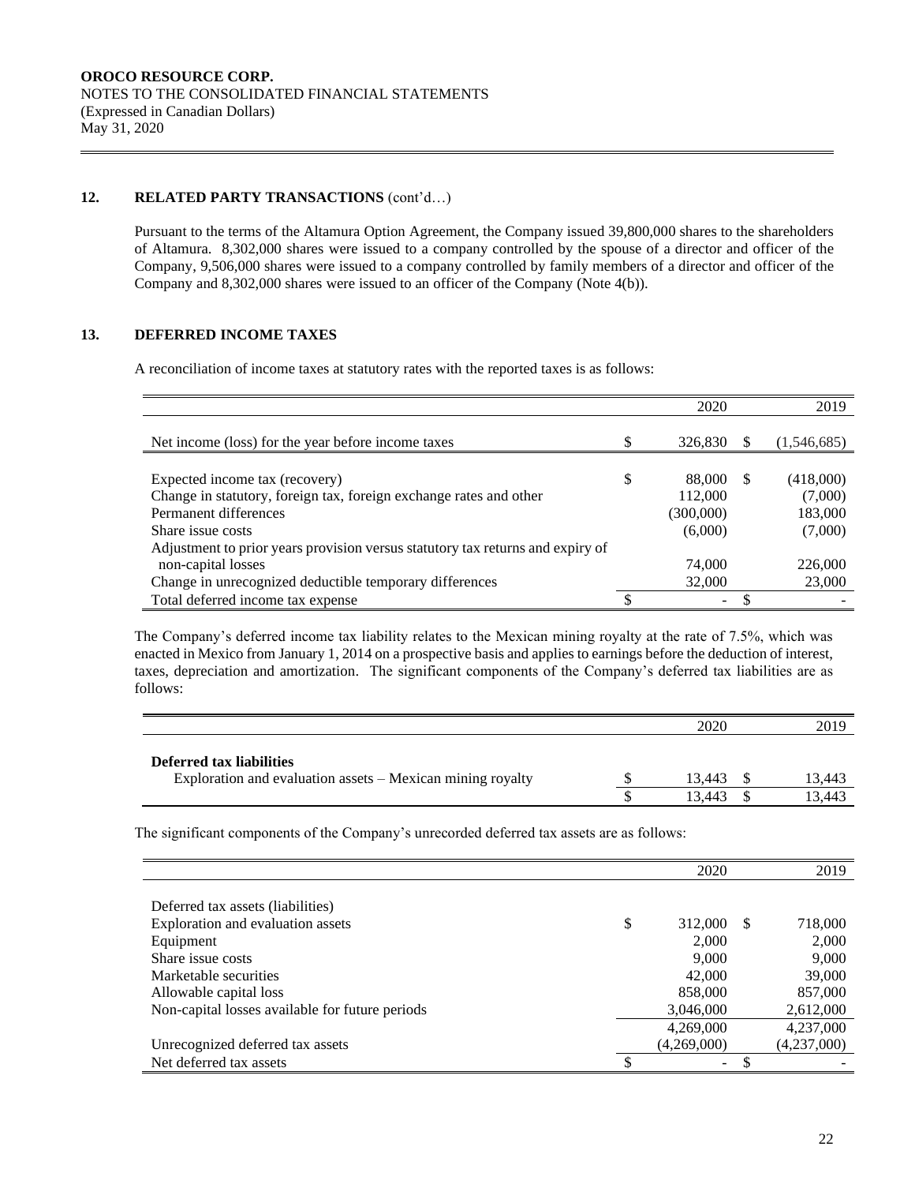## 12. RELATED PARTY TRANSACTIONS (cont'd…)

Pursuant to the terms of the Altamura Option Agreement, the Company issued 39,800,000 shares to the shareholders of Altamura. 8,302,000 shares were issued to a company controlled by the spouse of a director and officer of the Company, 9,506,000 shares were issued to a company controlled by family members of a director and officer of the Company and 8,302,000 shares were issued to an officer of the Company (Note 4(b)).

## 13. DEFERRED INCOME TAXES

A reconciliation of income taxes at statutory rates with the reported taxes is as follows:

| | 2020 | 2019 |
|---|---|---|
| Net income (loss) for the year before income taxes | $ 326,830 | $ (1,546,685) |
| Expected income tax (recovery) | $ 88,000 | $ (418,000) |
| Change in statutory, foreign tax, foreign exchange rates and other | 112,000 | (7,000) |
| Permanent differences | (300,000) | 183,000 |
| Share issue costs | (6,000) | (7,000) |
| Adjustment to prior years provision versus statutory tax returns and expiry of non-capital losses | 74,000 | 226,000 |
| Change in unrecognized deductible temporary differences | 32,000 | 23,000 |
| Total deferred income tax expense | $ - | $ - |

The Company's deferred income tax liability relates to the Mexican mining royalty at the rate of 7.5%, which was enacted in Mexico from January 1, 2014 on a prospective basis and applies to earnings before the deduction of interest, taxes, depreciation and amortization. The significant components of the Company's deferred tax liabilities are as follows:

| | 2020 | 2019 |
|---|---|---|
| **Deferred tax liabilities** | | |
| Exploration and evaluation assets – Mexican mining royalty | $ 13,443 | $ 13,443 |
| | $ 13,443 | $ 13,443 |

The significant components of the Company's unrecorded deferred tax assets are as follows:

| | 2020 | 2019 |
|---|---|---|
| Deferred tax assets (liabilities) | | |
| Exploration and evaluation assets | $ 312,000 | $ 718,000 |
| Equipment | 2,000 | 2,000 |
| Share issue costs | 9,000 | 9,000 |
| Marketable securities | 42,000 | 39,000 |
| Allowable capital loss | 858,000 | 857,000 |
| Non-capital losses available for future periods | 3,046,000 | 2,612,000 |
| | 4,269,000 | 4,237,000 |
| Unrecognized deferred tax assets | (4,269,000) | (4,237,000) |
| Net deferred tax assets | $ - | $ - |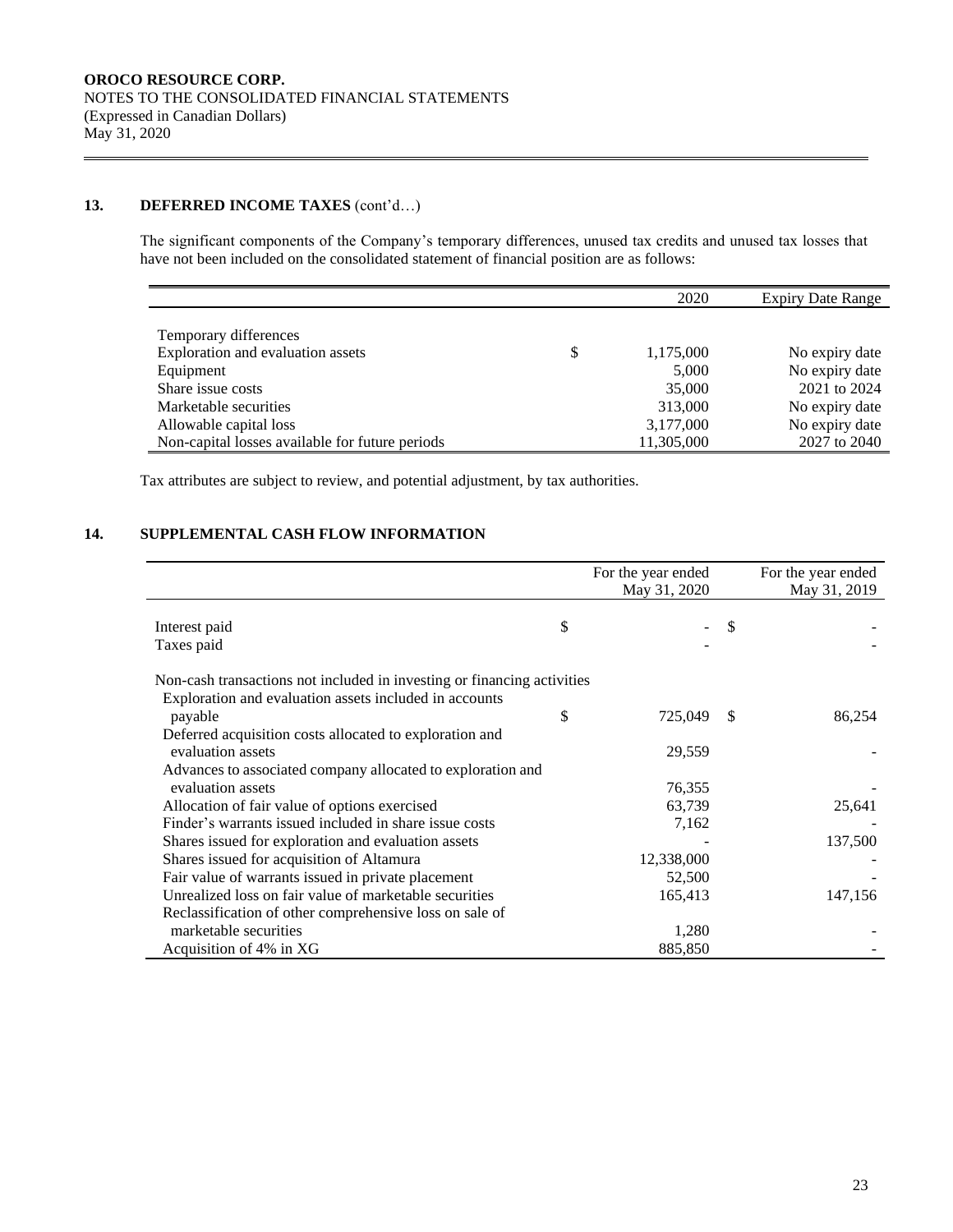**OROCO RESOURCE CORP.**
NOTES TO THE CONSOLIDATED FINANCIAL STATEMENTS
(Expressed in Canadian Dollars)
May 31, 2020

## 13. DEFERRED INCOME TAXES (cont'd…)

The significant components of the Company's temporary differences, unused tax credits and unused tax losses that have not been included on the consolidated statement of financial position are as follows:

| | | 2020 | Expiry Date Range |
|---|---|---|---|
| Temporary differences | | | |
| Exploration and evaluation assets | $ | 1,175,000 | No expiry date |
| Equipment | | 5,000 | No expiry date |
| Share issue costs | | 35,000 | 2021 to 2024 |
| Marketable securities | | 313,000 | No expiry date |
| Allowable capital loss | | 3,177,000 | No expiry date |
| Non-capital losses available for future periods | | 11,305,000 | 2027 to 2040 |

Tax attributes are subject to review, and potential adjustment, by tax authorities.

## 14. SUPPLEMENTAL CASH FLOW INFORMATION

| | | For the year ended May 31, 2020 | | For the year ended May 31, 2019 |
|---|---|---|---|---|
| Interest paid | $ | - | $ | - |
| Taxes paid | | - | | - |
| Non-cash transactions not included in investing or financing activities | | | | |
| Exploration and evaluation assets included in accounts payable | $ | 725,049 | $ | 86,254 |
| Deferred acquisition costs allocated to exploration and evaluation assets | | 29,559 | | - |
| Advances to associated company allocated to exploration and evaluation assets | | 76,355 | | - |
| Allocation of fair value of options exercised | | 63,739 | | 25,641 |
| Finder's warrants issued included in share issue costs | | 7,162 | | - |
| Shares issued for exploration and evaluation assets | | - | | 137,500 |
| Shares issued for acquisition of Altamura | | 12,338,000 | | - |
| Fair value of warrants issued in private placement | | 52,500 | | - |
| Unrealized loss on fair value of marketable securities | | 165,413 | | 147,156 |
| Reclassification of other comprehensive loss on sale of marketable securities | | 1,280 | | - |
| Acquisition of 4% in XG | | 885,850 | | - |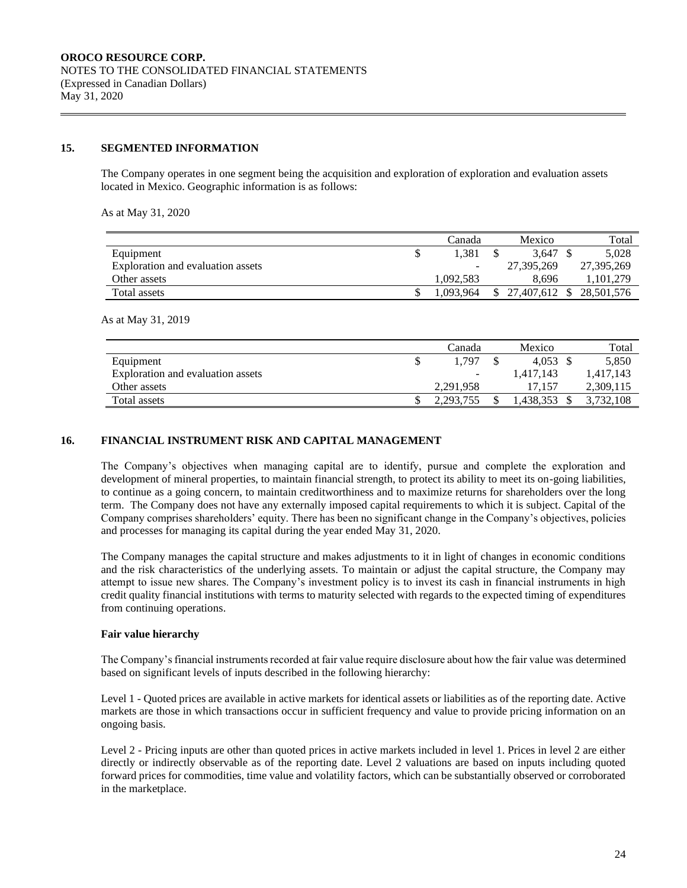**OROCO RESOURCE CORP.**
NOTES TO THE CONSOLIDATED FINANCIAL STATEMENTS
(Expressed in Canadian Dollars)
May 31, 2020

## 15. SEGMENTED INFORMATION

The Company operates in one segment being the acquisition and exploration of exploration and evaluation assets located in Mexico. Geographic information is as follows:

As at May 31, 2020

| | Canada | Mexico | Total |
|---|---|---|---|
| Equipment | $ 1,381 | $ 3,647 | $ 5,028 |
| Exploration and evaluation assets | - | 27,395,269 | 27,395,269 |
| Other assets | 1,092,583 | 8,696 | 1,101,279 |
| Total assets | $ 1,093,964 | $ 27,407,612 | $ 28,501,576 |

As at May 31, 2019

| | Canada | Mexico | Total |
|---|---|---|---|
| Equipment | $ 1,797 | $ 4,053 | $ 5,850 |
| Exploration and evaluation assets | - | 1,417,143 | 1,417,143 |
| Other assets | 2,291,958 | 17,157 | 2,309,115 |
| Total assets | $ 2,293,755 | $ 1,438,353 | $ 3,732,108 |

## 16. FINANCIAL INSTRUMENT RISK AND CAPITAL MANAGEMENT

The Company's objectives when managing capital are to identify, pursue and complete the exploration and development of mineral properties, to maintain financial strength, to protect its ability to meet its on-going liabilities, to continue as a going concern, to maintain creditworthiness and to maximize returns for shareholders over the long term. The Company does not have any externally imposed capital requirements to which it is subject. Capital of the Company comprises shareholders' equity. There has been no significant change in the Company's objectives, policies and processes for managing its capital during the year ended May 31, 2020.

The Company manages the capital structure and makes adjustments to it in light of changes in economic conditions and the risk characteristics of the underlying assets. To maintain or adjust the capital structure, the Company may attempt to issue new shares. The Company's investment policy is to invest its cash in financial instruments in high credit quality financial institutions with terms to maturity selected with regards to the expected timing of expenditures from continuing operations.

**Fair value hierarchy**

The Company's financial instruments recorded at fair value require disclosure about how the fair value was determined based on significant levels of inputs described in the following hierarchy:

Level 1 - Quoted prices are available in active markets for identical assets or liabilities as of the reporting date. Active markets are those in which transactions occur in sufficient frequency and value to provide pricing information on an ongoing basis.

Level 2 - Pricing inputs are other than quoted prices in active markets included in level 1. Prices in level 2 are either directly or indirectly observable as of the reporting date. Level 2 valuations are based on inputs including quoted forward prices for commodities, time value and volatility factors, which can be substantially observed or corroborated in the marketplace.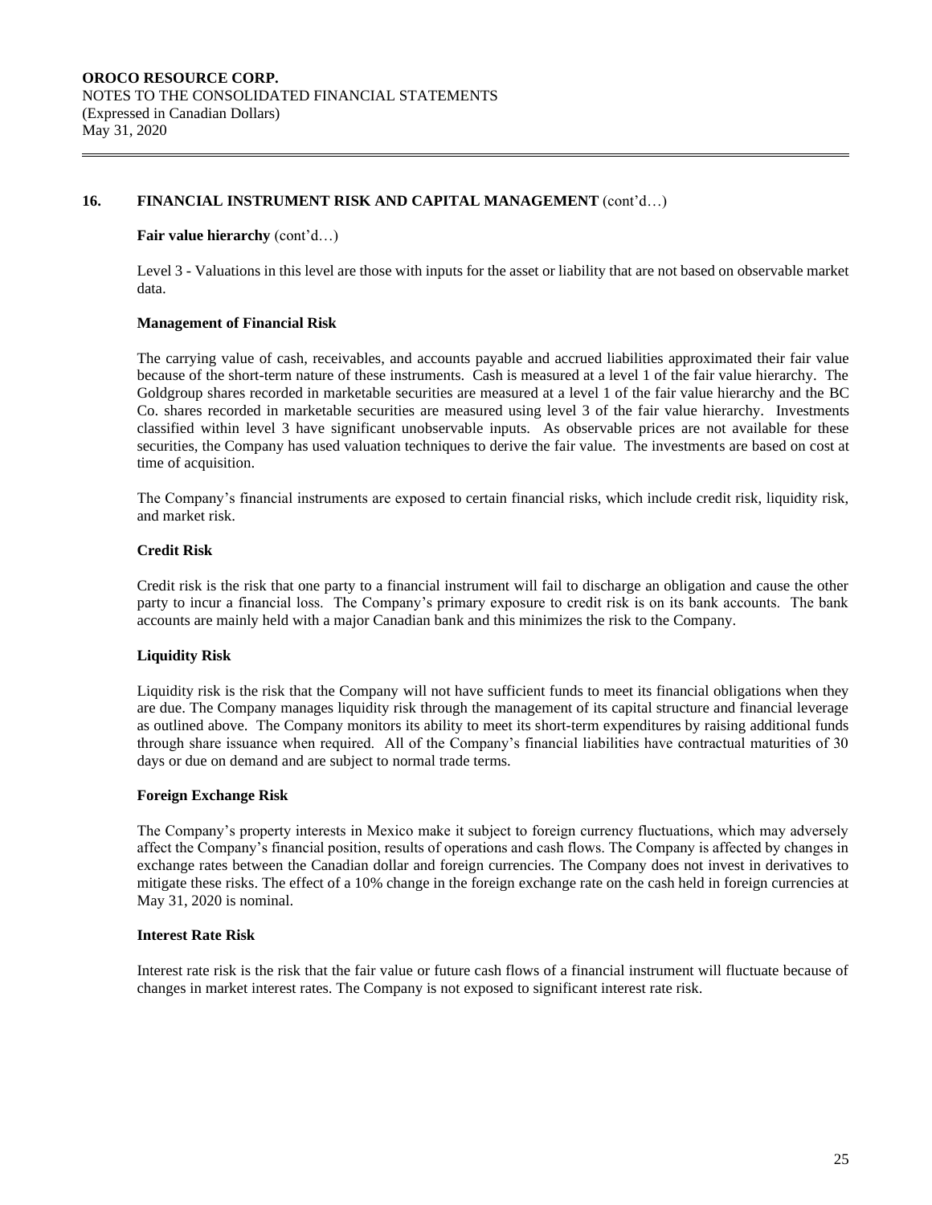## 16. FINANCIAL INSTRUMENT RISK AND CAPITAL MANAGEMENT (cont'd…)

**Fair value hierarchy** (cont'd…)

Level 3 - Valuations in this level are those with inputs for the asset or liability that are not based on observable market data.

**Management of Financial Risk**

The carrying value of cash, receivables, and accounts payable and accrued liabilities approximated their fair value because of the short-term nature of these instruments. Cash is measured at a level 1 of the fair value hierarchy. The Goldgroup shares recorded in marketable securities are measured at a level 1 of the fair value hierarchy and the BC Co. shares recorded in marketable securities are measured using level 3 of the fair value hierarchy. Investments classified within level 3 have significant unobservable inputs. As observable prices are not available for these securities, the Company has used valuation techniques to derive the fair value. The investments are based on cost at time of acquisition.

The Company's financial instruments are exposed to certain financial risks, which include credit risk, liquidity risk, and market risk.

**Credit Risk**

Credit risk is the risk that one party to a financial instrument will fail to discharge an obligation and cause the other party to incur a financial loss. The Company's primary exposure to credit risk is on its bank accounts. The bank accounts are mainly held with a major Canadian bank and this minimizes the risk to the Company.

**Liquidity Risk**

Liquidity risk is the risk that the Company will not have sufficient funds to meet its financial obligations when they are due. The Company manages liquidity risk through the management of its capital structure and financial leverage as outlined above. The Company monitors its ability to meet its short-term expenditures by raising additional funds through share issuance when required. All of the Company's financial liabilities have contractual maturities of 30 days or due on demand and are subject to normal trade terms.

**Foreign Exchange Risk**

The Company's property interests in Mexico make it subject to foreign currency fluctuations, which may adversely affect the Company's financial position, results of operations and cash flows. The Company is affected by changes in exchange rates between the Canadian dollar and foreign currencies. The Company does not invest in derivatives to mitigate these risks. The effect of a 10% change in the foreign exchange rate on the cash held in foreign currencies at May 31, 2020 is nominal.

**Interest Rate Risk**

Interest rate risk is the risk that the fair value or future cash flows of a financial instrument will fluctuate because of changes in market interest rates. The Company is not exposed to significant interest rate risk.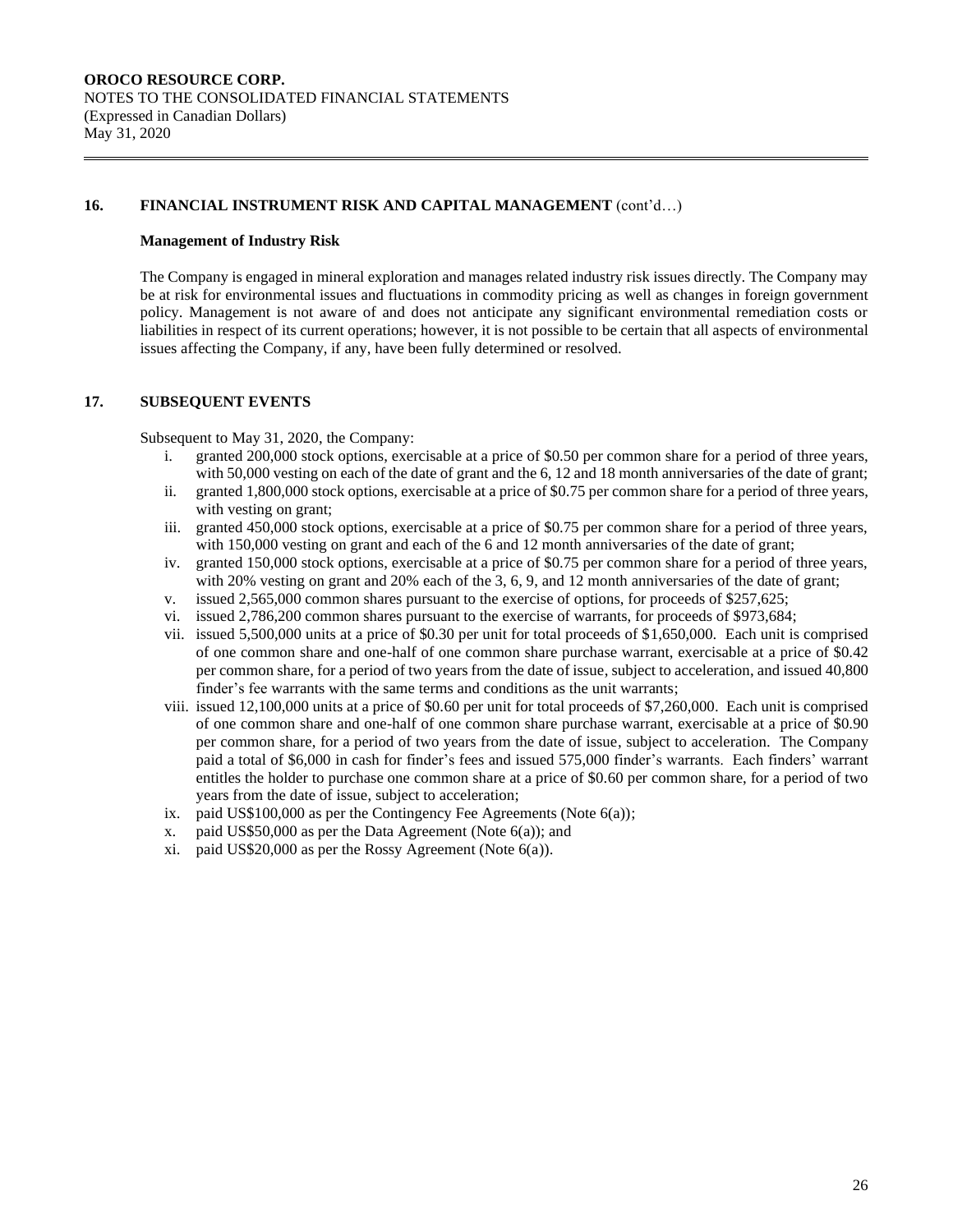## 16. FINANCIAL INSTRUMENT RISK AND CAPITAL MANAGEMENT (cont'd…)

**Management of Industry Risk**

The Company is engaged in mineral exploration and manages related industry risk issues directly. The Company may be at risk for environmental issues and fluctuations in commodity pricing as well as changes in foreign government policy. Management is not aware of and does not anticipate any significant environmental remediation costs or liabilities in respect of its current operations; however, it is not possible to be certain that all aspects of environmental issues affecting the Company, if any, have been fully determined or resolved.

## 17. SUBSEQUENT EVENTS

Subsequent to May 31, 2020, the Company:

- i. granted 200,000 stock options, exercisable at a price of $0.50 per common share for a period of three years, with 50,000 vesting on each of the date of grant and the 6, 12 and 18 month anniversaries of the date of grant;
- ii. granted 1,800,000 stock options, exercisable at a price of $0.75 per common share for a period of three years, with vesting on grant;
- iii. granted 450,000 stock options, exercisable at a price of $0.75 per common share for a period of three years, with 150,000 vesting on grant and each of the 6 and 12 month anniversaries of the date of grant;
- iv. granted 150,000 stock options, exercisable at a price of $0.75 per common share for a period of three years, with 20% vesting on grant and 20% each of the 3, 6, 9, and 12 month anniversaries of the date of grant;
- v. issued 2,565,000 common shares pursuant to the exercise of options, for proceeds of $257,625;
- vi. issued 2,786,200 common shares pursuant to the exercise of warrants, for proceeds of $973,684;
- vii. issued 5,500,000 units at a price of $0.30 per unit for total proceeds of $1,650,000. Each unit is comprised of one common share and one-half of one common share purchase warrant, exercisable at a price of $0.42 per common share, for a period of two years from the date of issue, subject to acceleration, and issued 40,800 finder's fee warrants with the same terms and conditions as the unit warrants;
- viii. issued 12,100,000 units at a price of $0.60 per unit for total proceeds of $7,260,000. Each unit is comprised of one common share and one-half of one common share purchase warrant, exercisable at a price of $0.90 per common share, for a period of two years from the date of issue, subject to acceleration. The Company paid a total of $6,000 in cash for finder's fees and issued 575,000 finder's warrants. Each finders' warrant entitles the holder to purchase one common share at a price of $0.60 per common share, for a period of two years from the date of issue, subject to acceleration;
- ix. paid US$100,000 as per the Contingency Fee Agreements (Note 6(a));
- x. paid US$50,000 as per the Data Agreement (Note 6(a)); and
- xi. paid US$20,000 as per the Rossy Agreement (Note 6(a)).